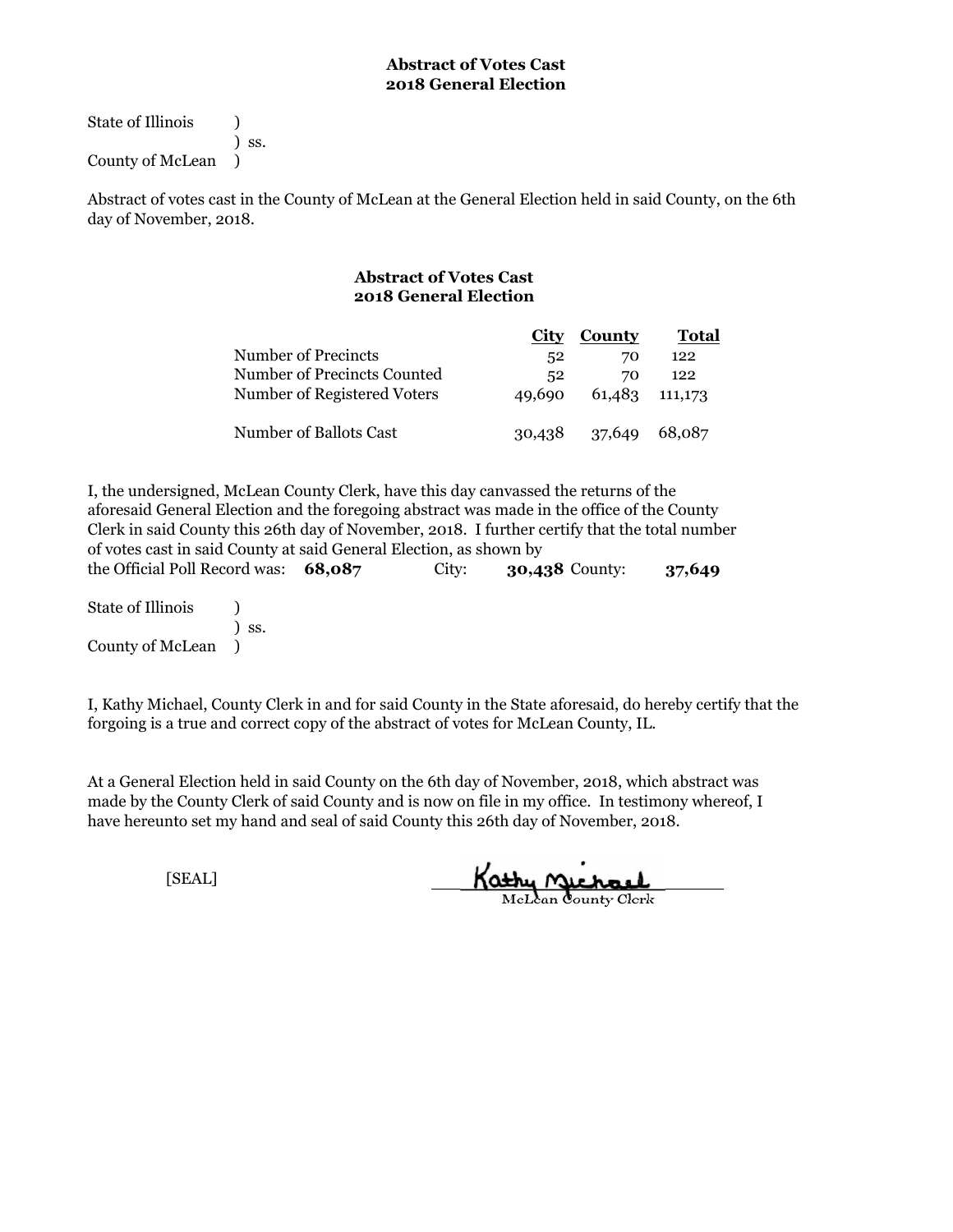## Abstract of Votes Cast
## 2018 General Election

State of Illinois )
) ss.
County of McLean )

Abstract of votes cast in the County of McLean at the General Election held in said County, on the 6th day of November, 2018.

### Abstract of Votes Cast
### 2018 General Election

| | City | County | Total |
|---|---|---|---|
| Number of Precincts | 52 | 70 | 122 |
| Number of Precincts Counted | 52 | 70 | 122 |
| Number of Registered Voters | 49,690 | 61,483 | 111,173 |
| Number of Ballots Cast | 30,438 | 37,649 | 68,087 |

I, the undersigned, McLean County Clerk, have this day canvassed the returns of the aforesaid General Election and the foregoing abstract was made in the office of the County Clerk in said County this 26th day of November, 2018. I further certify that the total number of votes cast in said County at said General Election, as shown by the Official Poll Record was: **68,087** City: **30,438** County: **37,649**

State of Illinois )
) ss.
County of McLean )

I, Kathy Michael, County Clerk in and for said County in the State aforesaid, do hereby certify that the forgoing is a true and correct copy of the abstract of votes for McLean County, IL.

At a General Election held in said County on the 6th day of November, 2018, which abstract was made by the County Clerk of said County and is now on file in my office. In testimony whereof, I have hereunto set my hand and seal of said County this 26th day of November, 2018.

[SEAL]

Kathy Michael
McLean County Clerk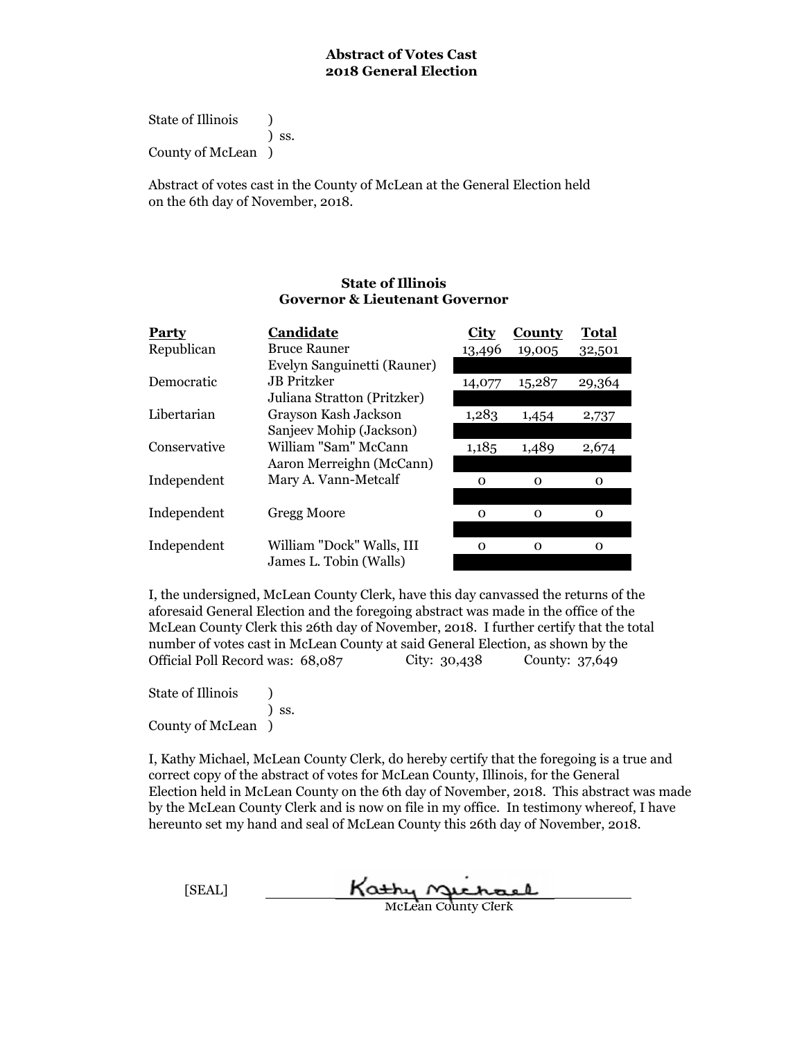**Abstract of Votes Cast**
**2018 General Election**

State of Illinois )
) ss.
County of McLean )

Abstract of votes cast in the County of McLean at the General Election held on the 6th day of November, 2018.

**State of Illinois**
**Governor & Lieutenant Governor**

| Party | Candidate | City | County | Total |
|---|---|---|---|---|
| Republican | Bruce Rauner | 13,496 | 19,005 | 32,501 |
| | Evelyn Sanguinetti (Rauner) | | | |
| Democratic | JB Pritzker | 14,077 | 15,287 | 29,364 |
| | Juliana Stratton (Pritzker) | | | |
| Libertarian | Grayson Kash Jackson | 1,283 | 1,454 | 2,737 |
| | Sanjeev Mohip (Jackson) | | | |
| Conservative | William "Sam" McCann | 1,185 | 1,489 | 2,674 |
| | Aaron Merreighn (McCann) | | | |
| Independent | Mary A. Vann-Metcalf | 0 | 0 | 0 |
| | | | | |
| Independent | Gregg Moore | 0 | 0 | 0 |
| | | | | |
| Independent | William "Dock" Walls, III | 0 | 0 | 0 |
| | James L. Tobin (Walls) | | | |

I, the undersigned, McLean County Clerk, have this day canvassed the returns of the aforesaid General Election and the foregoing abstract was made in the office of the McLean County Clerk this 26th day of November, 2018. I further certify that the total number of votes cast in McLean County at said General Election, as shown by the Official Poll Record was: 68,087 City: 30,438 County: 37,649

State of Illinois )
) ss.
County of McLean )

I, Kathy Michael, McLean County Clerk, do hereby certify that the foregoing is a true and correct copy of the abstract of votes for McLean County, Illinois, for the General Election held in McLean County on the 6th day of November, 2018. This abstract was made by the McLean County Clerk and is now on file in my office. In testimony whereof, I have hereunto set my hand and seal of McLean County this 26th day of November, 2018.

[SEAL] Kathy Michael
McLean County Clerk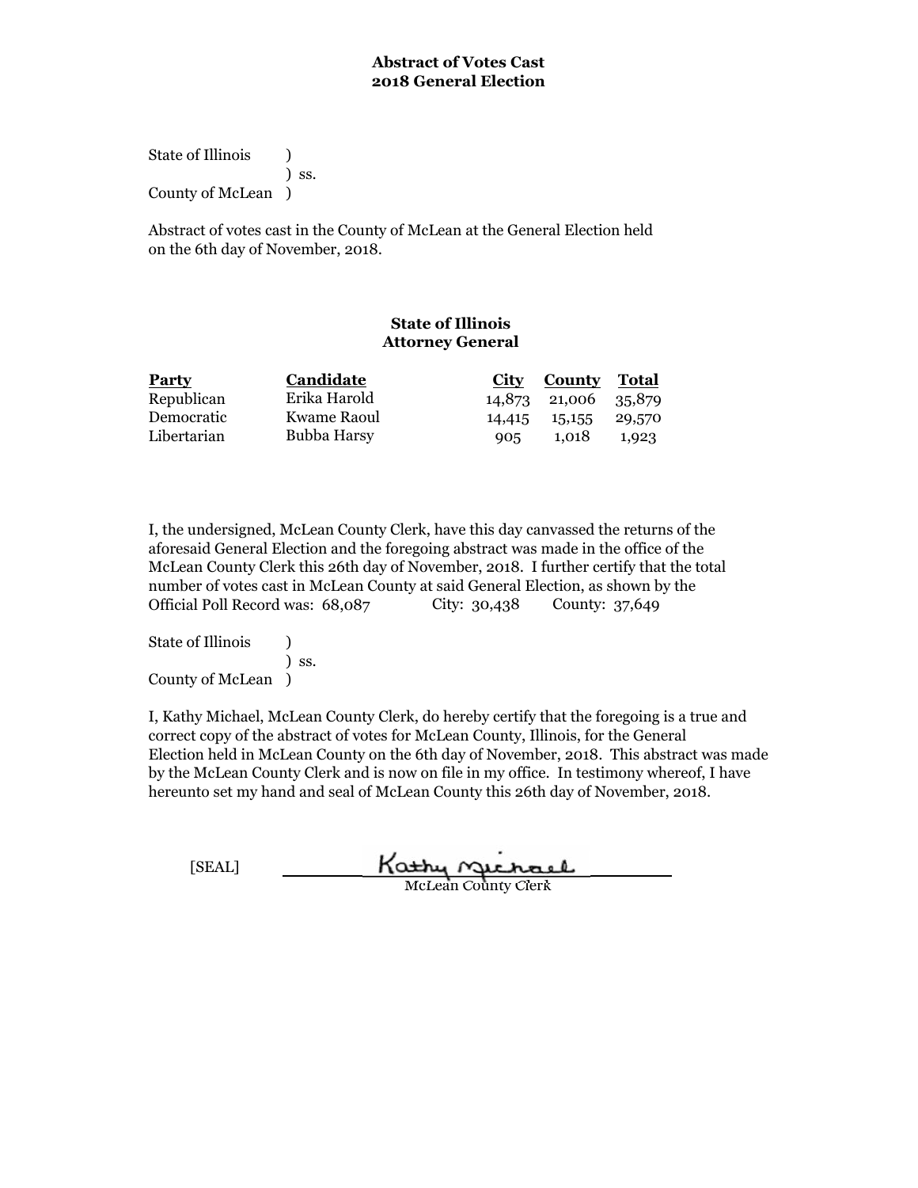**Abstract of Votes Cast**
**2018 General Election**

State of Illinois )
) ss.
County of McLean )

Abstract of votes cast in the County of McLean at the General Election held on the 6th day of November, 2018.

**State of Illinois**
**Attorney General**

| Party | Candidate | City | County | Total |
|---|---|---|---|---|
| Republican | Erika Harold | 14,873 | 21,006 | 35,879 |
| Democratic | Kwame Raoul | 14,415 | 15,155 | 29,570 |
| Libertarian | Bubba Harsy | 905 | 1,018 | 1,923 |

I, the undersigned, McLean County Clerk, have this day canvassed the returns of the aforesaid General Election and the foregoing abstract was made in the office of the McLean County Clerk this 26th day of November, 2018. I further certify that the total number of votes cast in McLean County at said General Election, as shown by the Official Poll Record was: 68,087 City: 30,438 County: 37,649

State of Illinois )
) ss.
County of McLean )

I, Kathy Michael, McLean County Clerk, do hereby certify that the foregoing is a true and correct copy of the abstract of votes for McLean County, Illinois, for the General Election held in McLean County on the 6th day of November, 2018. This abstract was made by the McLean County Clerk and is now on file in my office. In testimony whereof, I have hereunto set my hand and seal of McLean County this 26th day of November, 2018.

[SEAL] Kathy Michael
McLean County Clerk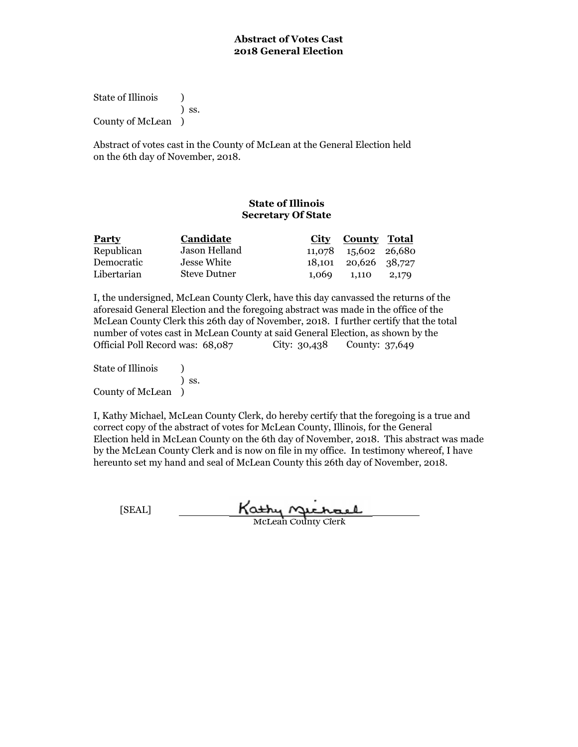**Abstract of Votes Cast**
**2018 General Election**

State of Illinois )
) ss.
County of McLean )

Abstract of votes cast in the County of McLean at the General Election held on the 6th day of November, 2018.

**State of Illinois**
**Secretary Of State**

| Party | Candidate | City | County | Total |
|---|---|---|---|---|
| Republican | Jason Helland | 11,078 | 15,602 | 26,680 |
| Democratic | Jesse White | 18,101 | 20,626 | 38,727 |
| Libertarian | Steve Dutner | 1,069 | 1,110 | 2,179 |

I, the undersigned, McLean County Clerk, have this day canvassed the returns of the aforesaid General Election and the foregoing abstract was made in the office of the McLean County Clerk this 26th day of November, 2018. I further certify that the total number of votes cast in McLean County at said General Election, as shown by the Official Poll Record was: 68,087 City: 30,438 County: 37,649

State of Illinois )
) ss.
County of McLean )

I, Kathy Michael, McLean County Clerk, do hereby certify that the foregoing is a true and correct copy of the abstract of votes for McLean County, Illinois, for the General Election held in McLean County on the 6th day of November, 2018. This abstract was made by the McLean County Clerk and is now on file in my office. In testimony whereof, I have hereunto set my hand and seal of McLean County this 26th day of November, 2018.

[SEAL] Kathy Michael
McLean County Clerk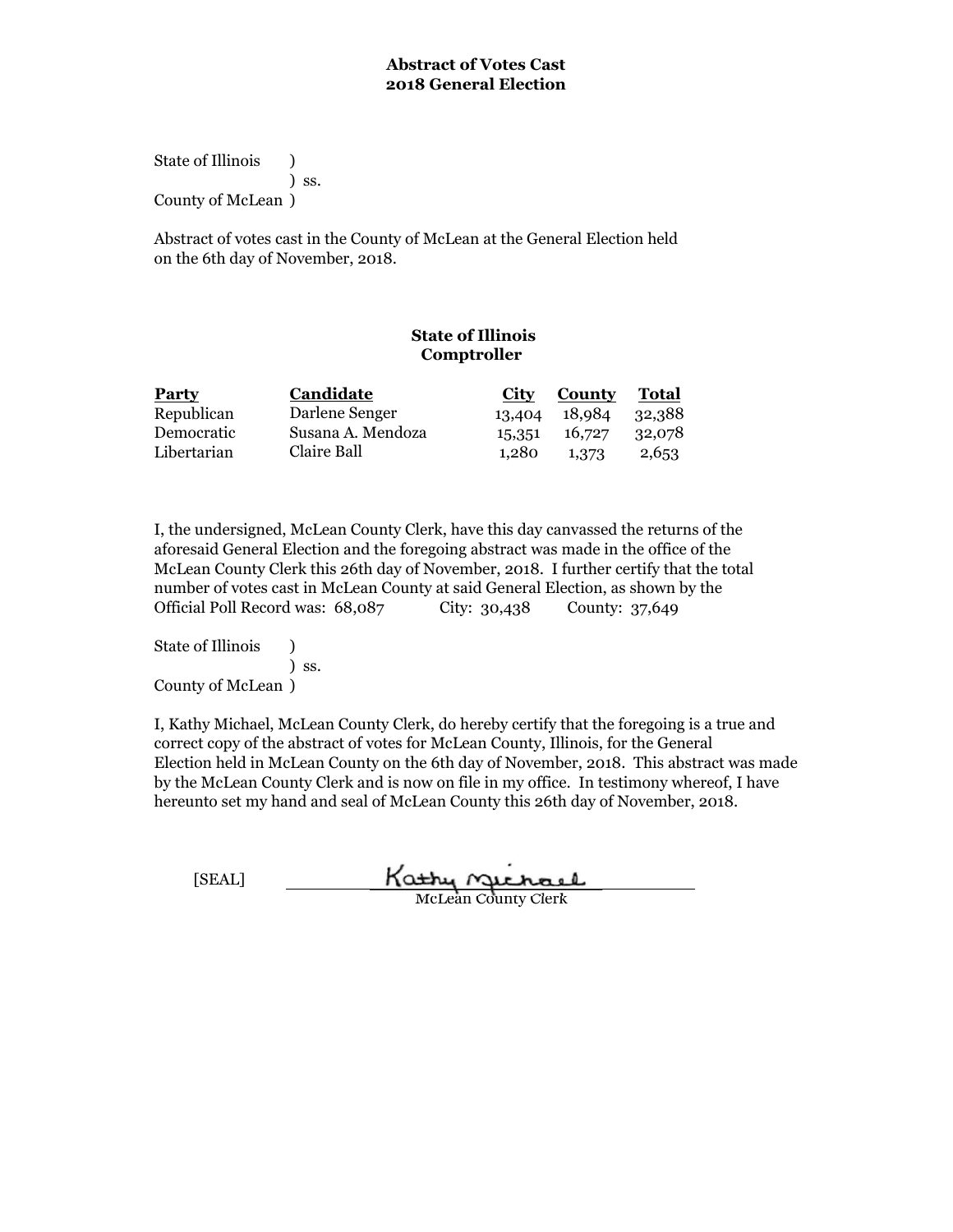**Abstract of Votes Cast**
**2018 General Election**

State of Illinois )
) ss.
County of McLean )

Abstract of votes cast in the County of McLean at the General Election held on the 6th day of November, 2018.

**State of Illinois**
**Comptroller**

| Party | Candidate | City | County | Total |
|---|---|---|---|---|
| Republican | Darlene Senger | 13,404 | 18,984 | 32,388 |
| Democratic | Susana A. Mendoza | 15,351 | 16,727 | 32,078 |
| Libertarian | Claire Ball | 1,280 | 1,373 | 2,653 |

I, the undersigned, McLean County Clerk, have this day canvassed the returns of the aforesaid General Election and the foregoing abstract was made in the office of the McLean County Clerk this 26th day of November, 2018. I further certify that the total number of votes cast in McLean County at said General Election, as shown by the Official Poll Record was: 68,087 City: 30,438 County: 37,649

State of Illinois )
) ss.
County of McLean )

I, Kathy Michael, McLean County Clerk, do hereby certify that the foregoing is a true and correct copy of the abstract of votes for McLean County, Illinois, for the General Election held in McLean County on the 6th day of November, 2018. This abstract was made by the McLean County Clerk and is now on file in my office. In testimony whereof, I have hereunto set my hand and seal of McLean County this 26th day of November, 2018.

[SEAL] Kathy Michael
McLean County Clerk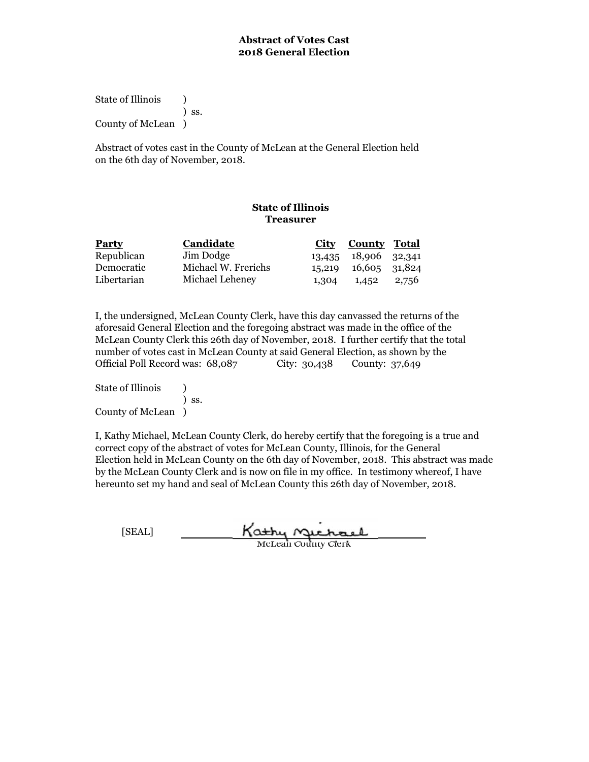**Abstract of Votes Cast**
**2018 General Election**

State of Illinois )
) ss.
County of McLean )

Abstract of votes cast in the County of McLean at the General Election held on the 6th day of November, 2018.

**State of Illinois**
**Treasurer**

| Party | Candidate | City | County | Total |
|---|---|---|---|---|
| Republican | Jim Dodge | 13,435 | 18,906 | 32,341 |
| Democratic | Michael W. Frerichs | 15,219 | 16,605 | 31,824 |
| Libertarian | Michael Leheney | 1,304 | 1,452 | 2,756 |

I, the undersigned, McLean County Clerk, have this day canvassed the returns of the aforesaid General Election and the foregoing abstract was made in the office of the McLean County Clerk this 26th day of November, 2018. I further certify that the total number of votes cast in McLean County at said General Election, as shown by the Official Poll Record was: 68,087 City: 30,438 County: 37,649

State of Illinois )
) ss.
County of McLean )

I, Kathy Michael, McLean County Clerk, do hereby certify that the foregoing is a true and correct copy of the abstract of votes for McLean County, Illinois, for the General Election held in McLean County on the 6th day of November, 2018. This abstract was made by the McLean County Clerk and is now on file in my office. In testimony whereof, I have hereunto set my hand and seal of McLean County this 26th day of November, 2018.

[SEAL] Kathy Michael
McLean County Clerk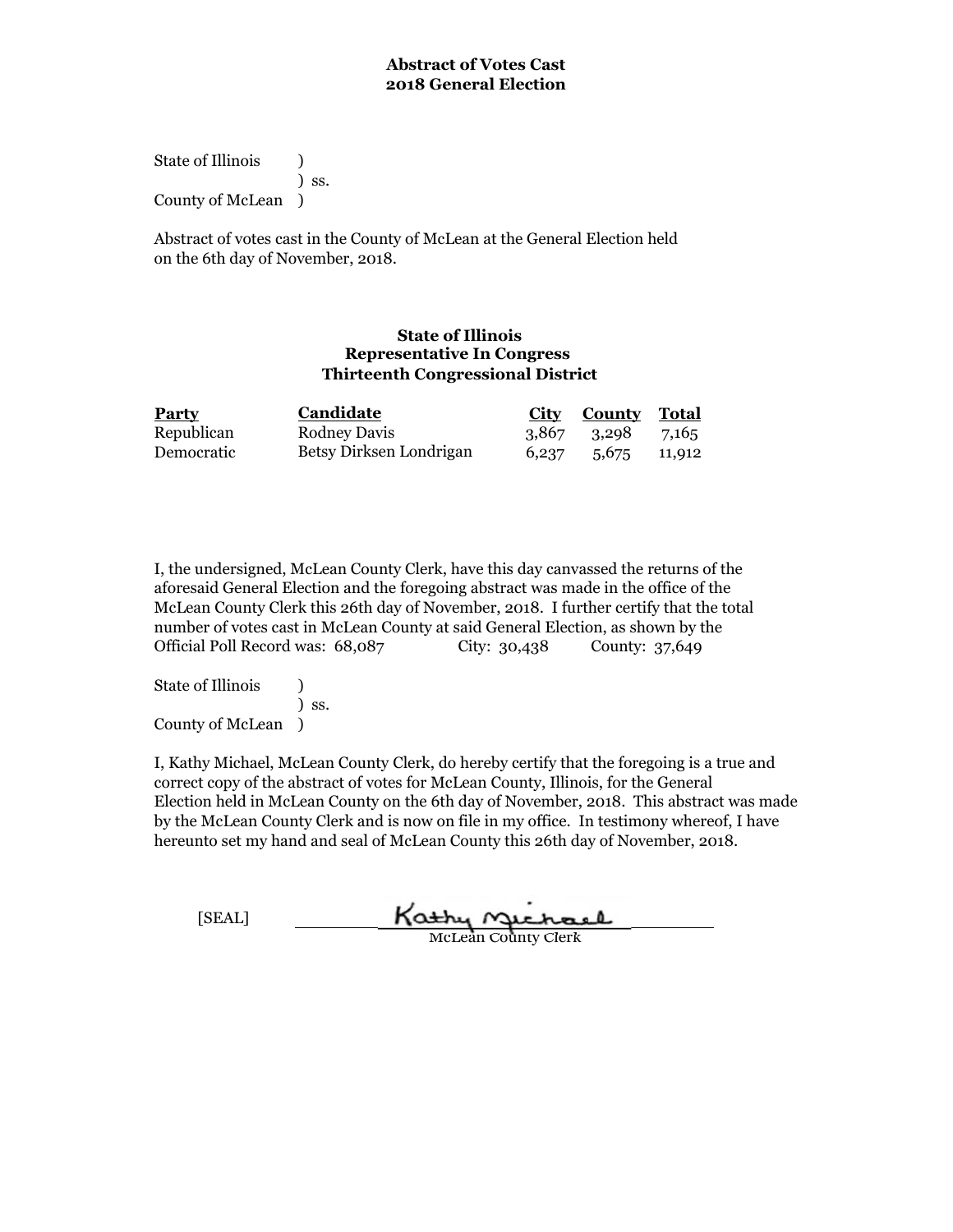**Abstract of Votes Cast**
**2018 General Election**

State of Illinois )
) ss.
County of McLean )

Abstract of votes cast in the County of McLean at the General Election held on the 6th day of November, 2018.

**State of Illinois**
**Representative In Congress**
**Thirteenth Congressional District**

| Party | Candidate | City | County | Total |
|---|---|---|---|---|
| Republican | Rodney Davis | 3,867 | 3,298 | 7,165 |
| Democratic | Betsy Dirksen Londrigan | 6,237 | 5,675 | 11,912 |

I, the undersigned, McLean County Clerk, have this day canvassed the returns of the aforesaid General Election and the foregoing abstract was made in the office of the McLean County Clerk this 26th day of November, 2018. I further certify that the total number of votes cast in McLean County at said General Election, as shown by the Official Poll Record was: 68,087 City: 30,438 County: 37,649

State of Illinois )
) ss.
County of McLean )

I, Kathy Michael, McLean County Clerk, do hereby certify that the foregoing is a true and correct copy of the abstract of votes for McLean County, Illinois, for the General Election held in McLean County on the 6th day of November, 2018. This abstract was made by the McLean County Clerk and is now on file in my office. In testimony whereof, I have hereunto set my hand and seal of McLean County this 26th day of November, 2018.

[SEAL] Kathy Michael
McLean County Clerk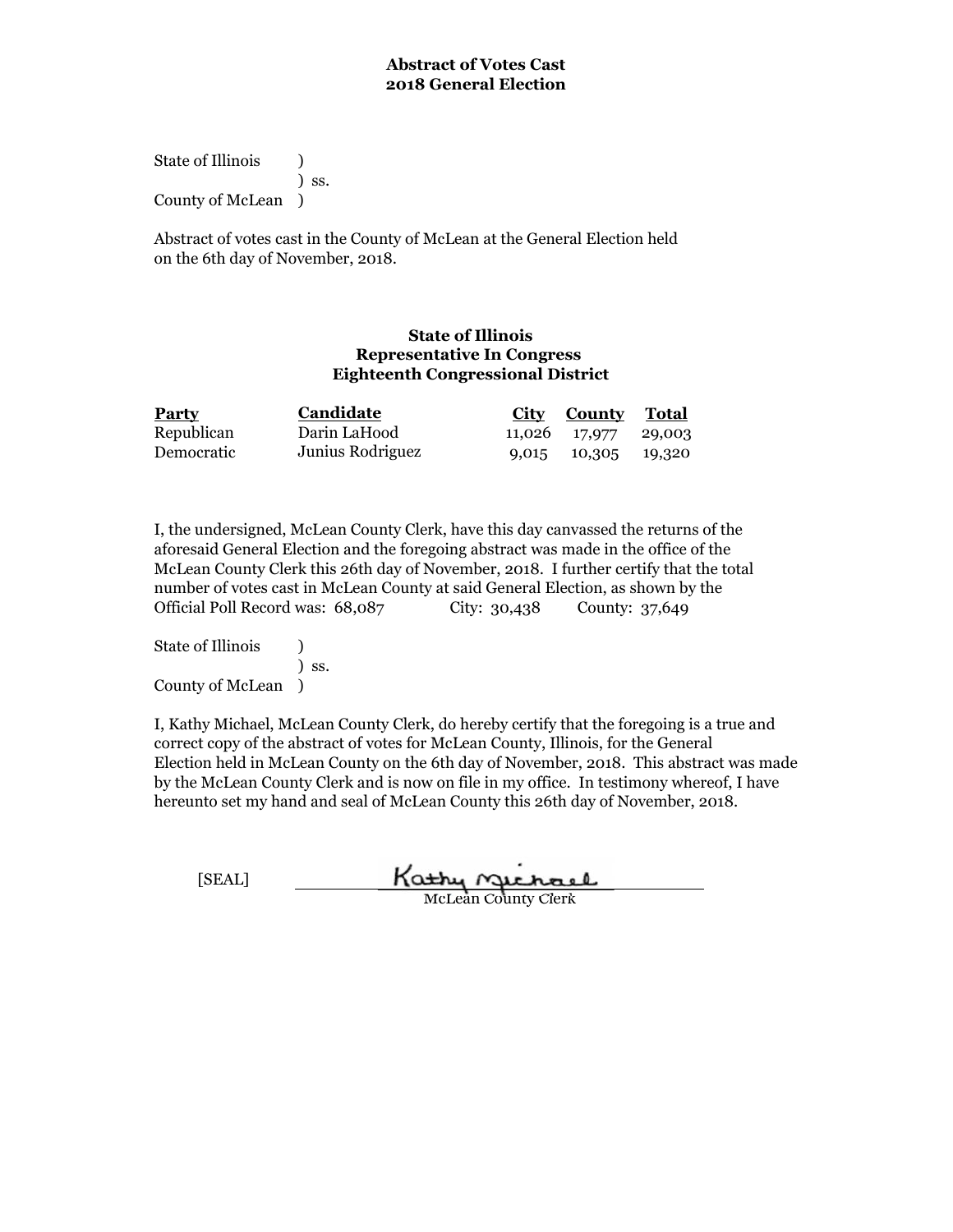**Abstract of Votes Cast**
**2018 General Election**

State of Illinois )
) ss.
County of McLean )

Abstract of votes cast in the County of McLean at the General Election held on the 6th day of November, 2018.

**State of Illinois**
**Representative In Congress**
**Eighteenth Congressional District**

| Party | Candidate | City | County | Total |
|---|---|---|---|---|
| Republican | Darin LaHood | 11,026 | 17,977 | 29,003 |
| Democratic | Junius Rodriguez | 9,015 | 10,305 | 19,320 |

I, the undersigned, McLean County Clerk, have this day canvassed the returns of the aforesaid General Election and the foregoing abstract was made in the office of the McLean County Clerk this 26th day of November, 2018. I further certify that the total number of votes cast in McLean County at said General Election, as shown by the Official Poll Record was: 68,087 City: 30,438 County: 37,649

State of Illinois )
) ss.
County of McLean )

I, Kathy Michael, McLean County Clerk, do hereby certify that the foregoing is a true and correct copy of the abstract of votes for McLean County, Illinois, for the General Election held in McLean County on the 6th day of November, 2018. This abstract was made by the McLean County Clerk and is now on file in my office. In testimony whereof, I have hereunto set my hand and seal of McLean County this 26th day of November, 2018.

[SEAL] Kathy Michael
McLean County Clerk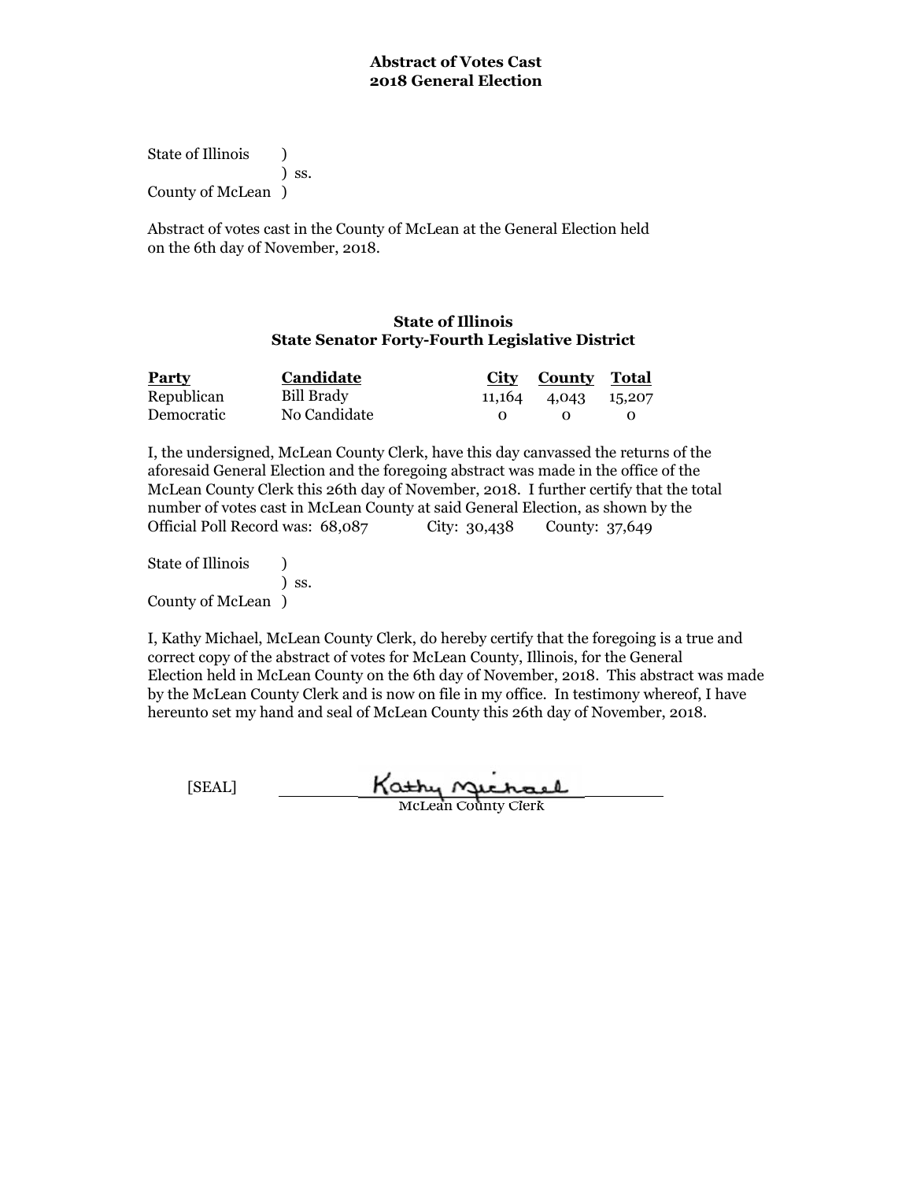**Abstract of Votes Cast**
**2018 General Election**

State of Illinois )
) ss.
County of McLean )

Abstract of votes cast in the County of McLean at the General Election held on the 6th day of November, 2018.

**State of Illinois**
**State Senator Forty-Fourth Legislative District**

| Party | Candidate | City | County | Total |
|---|---|---|---|---|
| Republican | Bill Brady | 11,164 | 4,043 | 15,207 |
| Democratic | No Candidate | 0 | 0 | 0 |

I, the undersigned, McLean County Clerk, have this day canvassed the returns of the aforesaid General Election and the foregoing abstract was made in the office of the McLean County Clerk this 26th day of November, 2018. I further certify that the total number of votes cast in McLean County at said General Election, as shown by the Official Poll Record was: 68,087 City: 30,438 County: 37,649

State of Illinois )
) ss.
County of McLean )

I, Kathy Michael, McLean County Clerk, do hereby certify that the foregoing is a true and correct copy of the abstract of votes for McLean County, Illinois, for the General Election held in McLean County on the 6th day of November, 2018. This abstract was made by the McLean County Clerk and is now on file in my office. In testimony whereof, I have hereunto set my hand and seal of McLean County this 26th day of November, 2018.

[SEAL] Kathy Michael
McLean County Clerk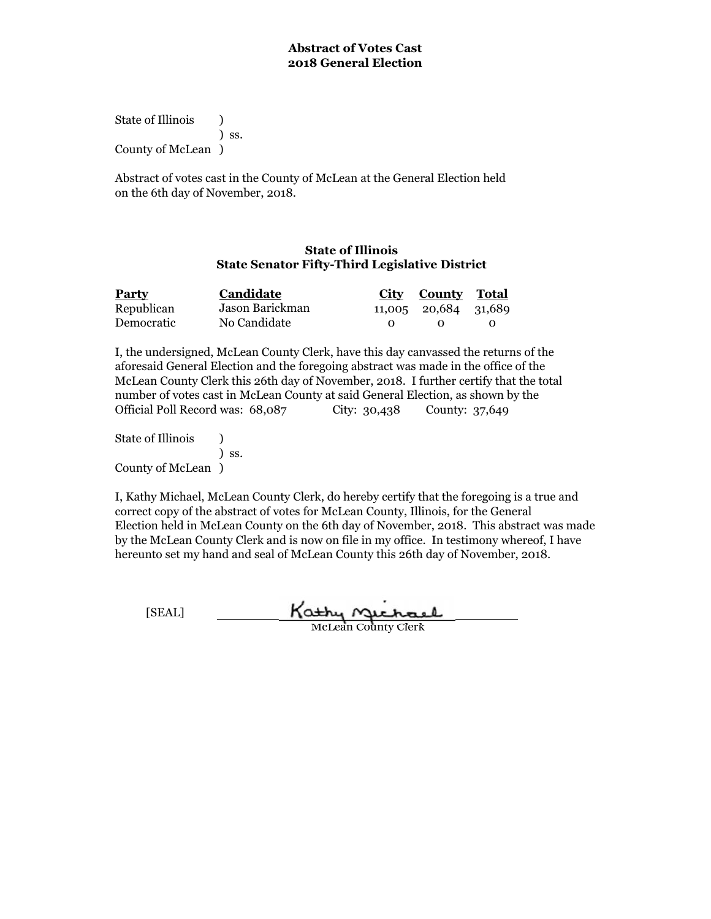# Abstract of Votes Cast
# 2018 General Election

State of Illinois )
) ss.
County of McLean )

Abstract of votes cast in the County of McLean at the General Election held on the 6th day of November, 2018.

## State of Illinois
## State Senator Fifty-Third Legislative District

| Party | Candidate | City | County | Total |
|---|---|---|---|---|
| Republican | Jason Barickman | 11,005 | 20,684 | 31,689 |
| Democratic | No Candidate | 0 | 0 | 0 |

I, the undersigned, McLean County Clerk, have this day canvassed the returns of the aforesaid General Election and the foregoing abstract was made in the office of the McLean County Clerk this 26th day of November, 2018. I further certify that the total number of votes cast in McLean County at said General Election, as shown by the Official Poll Record was: 68,087 City: 30,438 County: 37,649

State of Illinois )
) ss.
County of McLean )

I, Kathy Michael, McLean County Clerk, do hereby certify that the foregoing is a true and correct copy of the abstract of votes for McLean County, Illinois, for the General Election held in McLean County on the 6th day of November, 2018. This abstract was made by the McLean County Clerk and is now on file in my office. In testimony whereof, I have hereunto set my hand and seal of McLean County this 26th day of November, 2018.

[SEAL] Kathy Michael
McLean County Clerk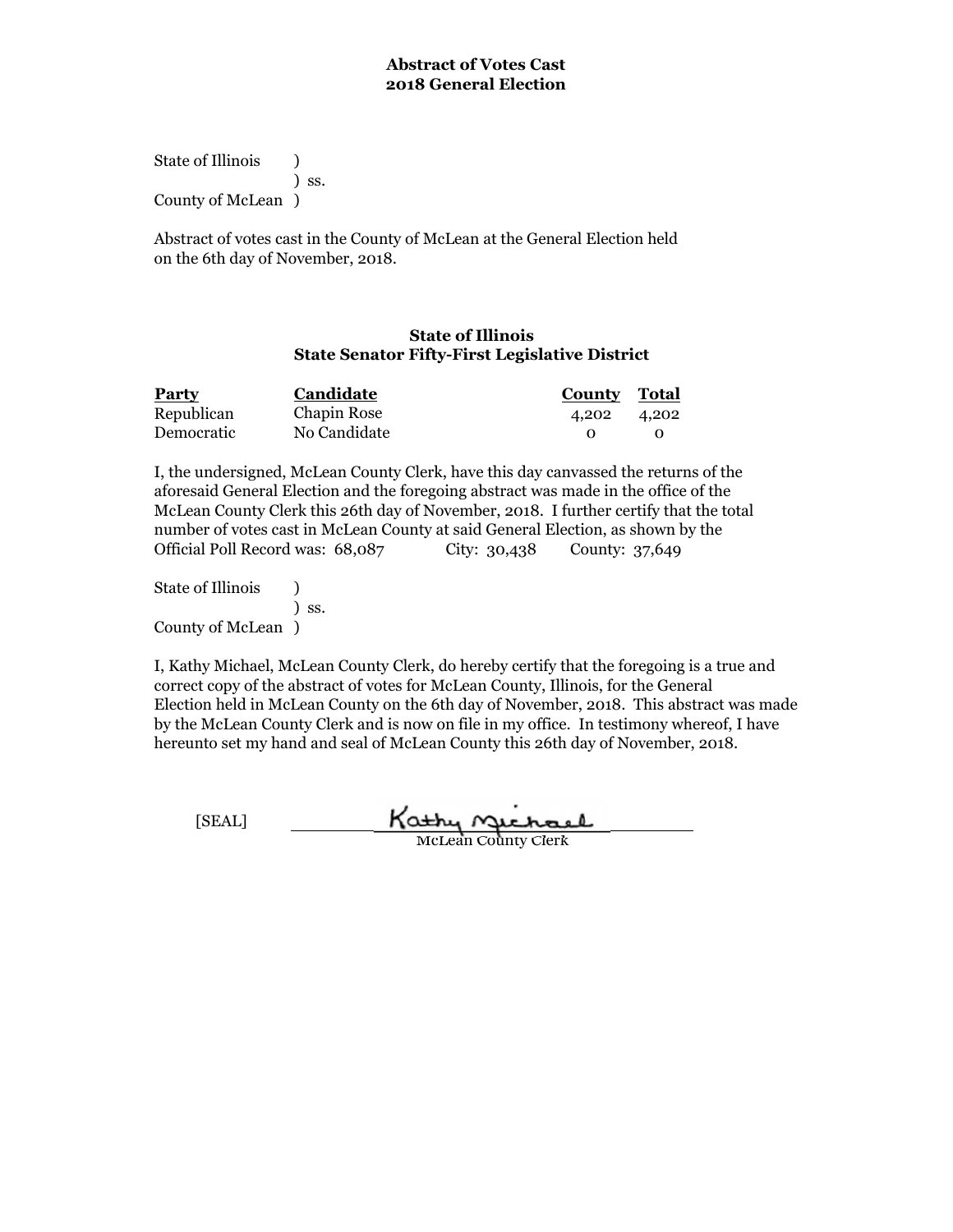**Abstract of Votes Cast**
**2018 General Election**

State of Illinois )
) ss.
County of McLean )

Abstract of votes cast in the County of McLean at the General Election held on the 6th day of November, 2018.

**State of Illinois**
**State Senator Fifty-First Legislative District**

| Party | Candidate | County | Total |
|---|---|---|---|
| Republican | Chapin Rose | 4,202 | 4,202 |
| Democratic | No Candidate | 0 | 0 |

I, the undersigned, McLean County Clerk, have this day canvassed the returns of the aforesaid General Election and the foregoing abstract was made in the office of the McLean County Clerk this 26th day of November, 2018. I further certify that the total number of votes cast in McLean County at said General Election, as shown by the Official Poll Record was: 68,087 City: 30,438 County: 37,649

State of Illinois )
) ss.
County of McLean )

I, Kathy Michael, McLean County Clerk, do hereby certify that the foregoing is a true and correct copy of the abstract of votes for McLean County, Illinois, for the General Election held in McLean County on the 6th day of November, 2018. This abstract was made by the McLean County Clerk and is now on file in my office. In testimony whereof, I have hereunto set my hand and seal of McLean County this 26th day of November, 2018.

[SEAL] Kathy Michael
McLean County Clerk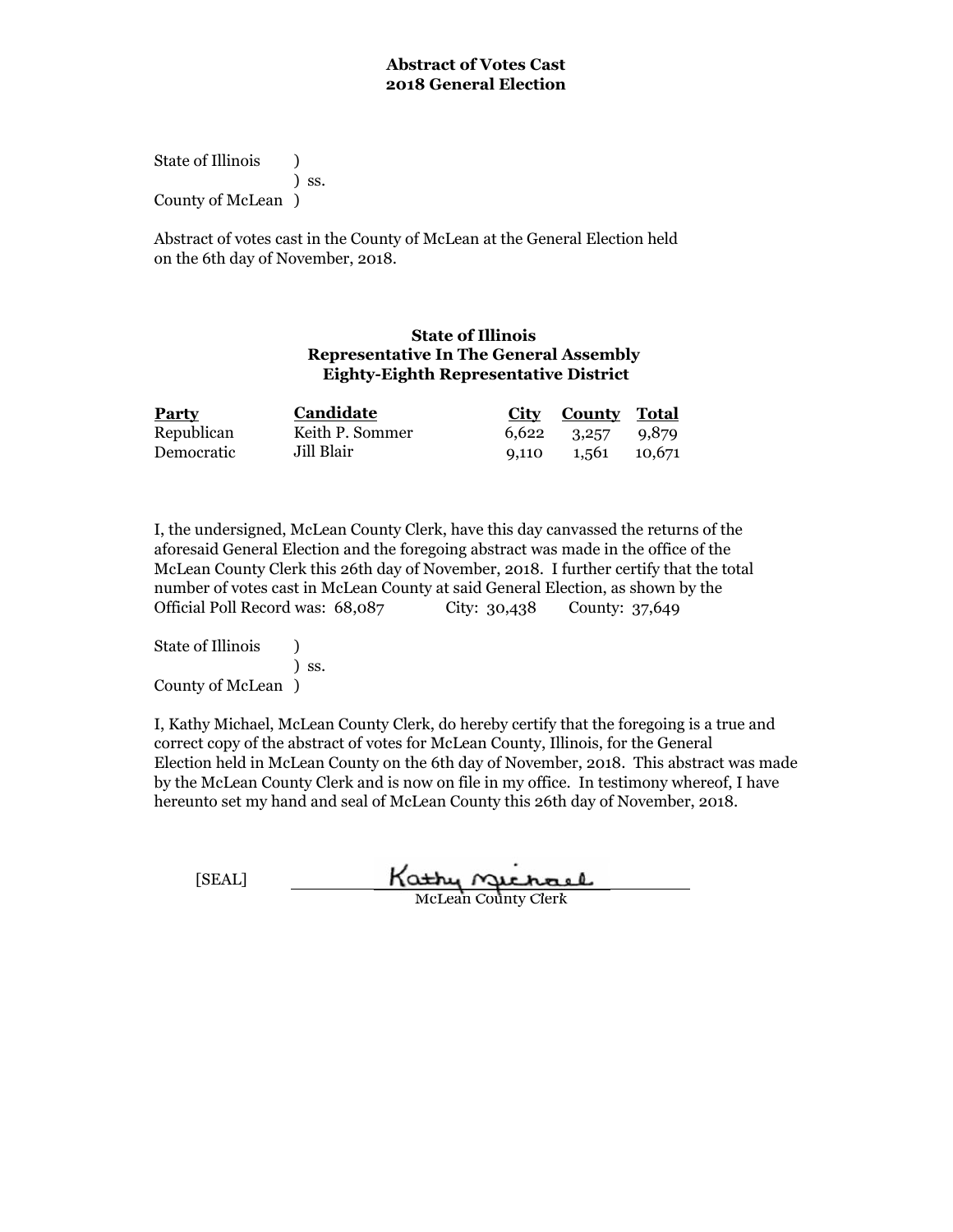**Abstract of Votes Cast**
**2018 General Election**

State of Illinois )
) ss.
County of McLean )

Abstract of votes cast in the County of McLean at the General Election held on the 6th day of November, 2018.

**State of Illinois**
**Representative In The General Assembly**
**Eighty-Eighth Representative District**

| Party | Candidate | City | County | Total |
|---|---|---|---|---|
| Republican | Keith P. Sommer | 6,622 | 3,257 | 9,879 |
| Democratic | Jill Blair | 9,110 | 1,561 | 10,671 |

I, the undersigned, McLean County Clerk, have this day canvassed the returns of the aforesaid General Election and the foregoing abstract was made in the office of the McLean County Clerk this 26th day of November, 2018. I further certify that the total number of votes cast in McLean County at said General Election, as shown by the Official Poll Record was: 68,087 City: 30,438 County: 37,649

State of Illinois )
) ss.
County of McLean )

I, Kathy Michael, McLean County Clerk, do hereby certify that the foregoing is a true and correct copy of the abstract of votes for McLean County, Illinois, for the General Election held in McLean County on the 6th day of November, 2018. This abstract was made by the McLean County Clerk and is now on file in my office. In testimony whereof, I have hereunto set my hand and seal of McLean County this 26th day of November, 2018.

[SEAL] Kathy Michael
McLean County Clerk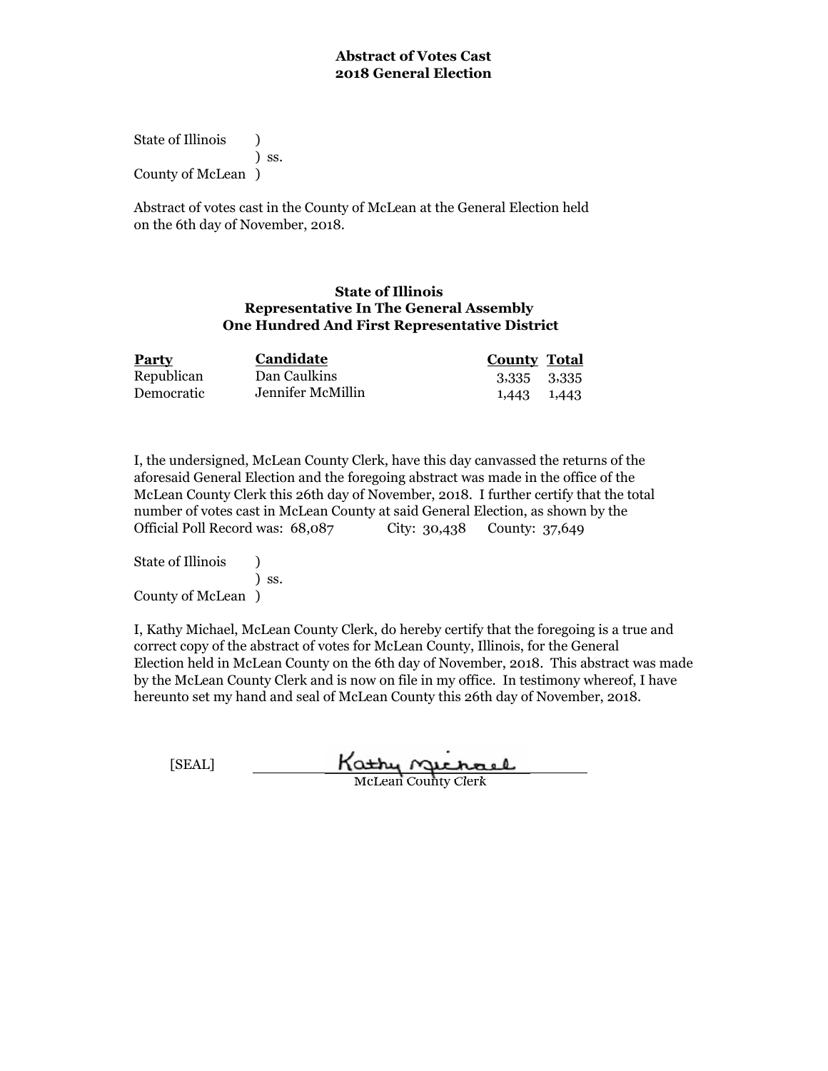**Abstract of Votes Cast**
**2018 General Election**

State of Illinois )
) ss.
County of McLean )

Abstract of votes cast in the County of McLean at the General Election held on the 6th day of November, 2018.

**State of Illinois**
**Representative In The General Assembly**
**One Hundred And First Representative District**

| Party | Candidate | County | Total |
|---|---|---|---|
| Republican | Dan Caulkins | 3,335 | 3,335 |
| Democratic | Jennifer McMillin | 1,443 | 1,443 |

I, the undersigned, McLean County Clerk, have this day canvassed the returns of the aforesaid General Election and the foregoing abstract was made in the office of the McLean County Clerk this 26th day of November, 2018. I further certify that the total number of votes cast in McLean County at said General Election, as shown by the Official Poll Record was: 68,087 City: 30,438 County: 37,649

State of Illinois )
) ss.
County of McLean )

I, Kathy Michael, McLean County Clerk, do hereby certify that the foregoing is a true and correct copy of the abstract of votes for McLean County, Illinois, for the General Election held in McLean County on the 6th day of November, 2018. This abstract was made by the McLean County Clerk and is now on file in my office. In testimony whereof, I have hereunto set my hand and seal of McLean County this 26th day of November, 2018.

[SEAL] Kathy Michael
McLean County Clerk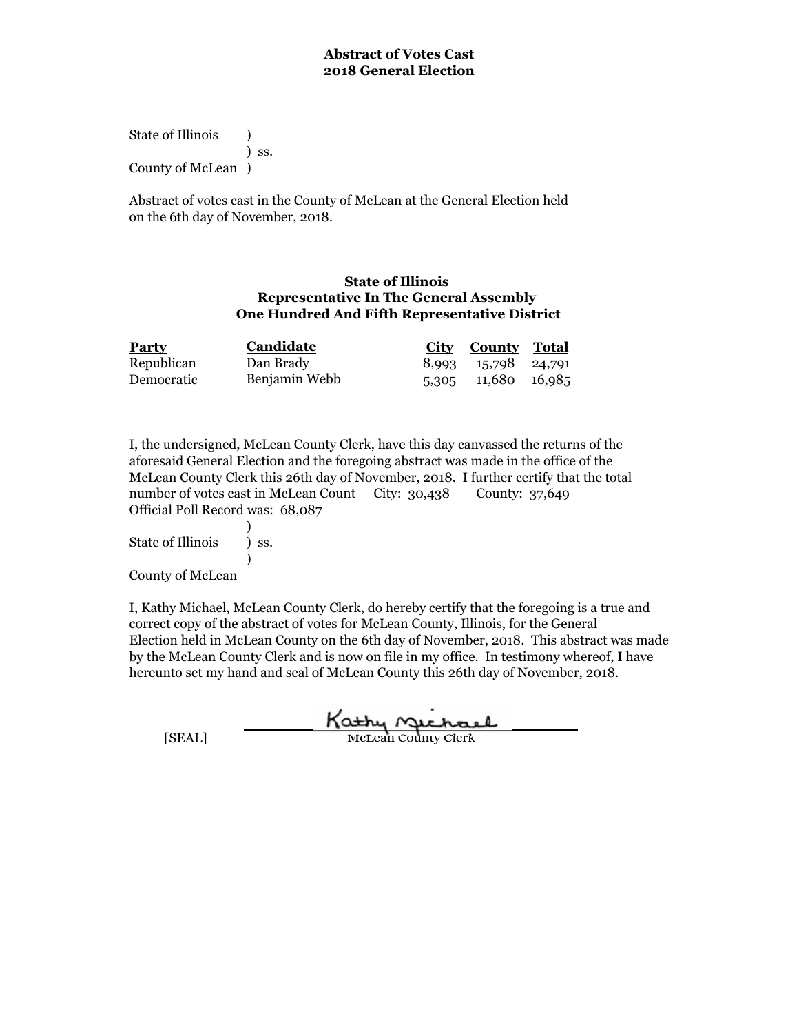**Abstract of Votes Cast**
**2018 General Election**

State of Illinois )
) ss.
County of McLean )

Abstract of votes cast in the County of McLean at the General Election held on the 6th day of November, 2018.

**State of Illinois**
**Representative In The General Assembly**
**One Hundred And Fifth Representative District**

| Party | Candidate | City | County | Total |
|---|---|---|---|---|
| Republican | Dan Brady | 8,993 | 15,798 | 24,791 |
| Democratic | Benjamin Webb | 5,305 | 11,680 | 16,985 |

I, the undersigned, McLean County Clerk, have this day canvassed the returns of the aforesaid General Election and the foregoing abstract was made in the office of the McLean County Clerk this 26th day of November, 2018. I further certify that the total number of votes cast in McLean Count City: 30,438 County: 37,649
Official Poll Record was: 68,087

)
State of Illinois ) ss.
)
County of McLean

I, Kathy Michael, McLean County Clerk, do hereby certify that the foregoing is a true and correct copy of the abstract of votes for McLean County, Illinois, for the General Election held in McLean County on the 6th day of November, 2018. This abstract was made by the McLean County Clerk and is now on file in my office. In testimony whereof, I have hereunto set my hand and seal of McLean County this 26th day of November, 2018.

[SEAL] Kathy Michael
McLean County Clerk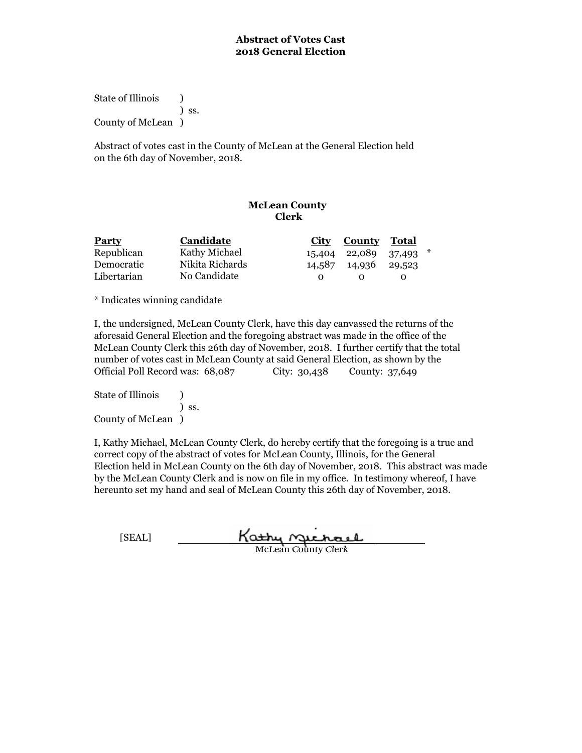**Abstract of Votes Cast**
**2018 General Election**

State of Illinois )
) ss.
County of McLean )

Abstract of votes cast in the County of McLean at the General Election held on the 6th day of November, 2018.

**McLean County**
**Clerk**

| Party | Candidate | City | County | Total | |
|---|---|---|---|---|---|
| Republican | Kathy Michael | 15,404 | 22,089 | 37,493 | * |
| Democratic | Nikita Richards | 14,587 | 14,936 | 29,523 | |
| Libertarian | No Candidate | 0 | 0 | 0 | |

* Indicates winning candidate

I, the undersigned, McLean County Clerk, have this day canvassed the returns of the aforesaid General Election and the foregoing abstract was made in the office of the McLean County Clerk this 26th day of November, 2018. I further certify that the total number of votes cast in McLean County at said General Election, as shown by the Official Poll Record was: 68,087 City: 30,438 County: 37,649

State of Illinois )
) ss.
County of McLean )

I, Kathy Michael, McLean County Clerk, do hereby certify that the foregoing is a true and correct copy of the abstract of votes for McLean County, Illinois, for the General Election held in McLean County on the 6th day of November, 2018. This abstract was made by the McLean County Clerk and is now on file in my office. In testimony whereof, I have hereunto set my hand and seal of McLean County this 26th day of November, 2018.

[SEAL] Kathy Michael
McLean County Clerk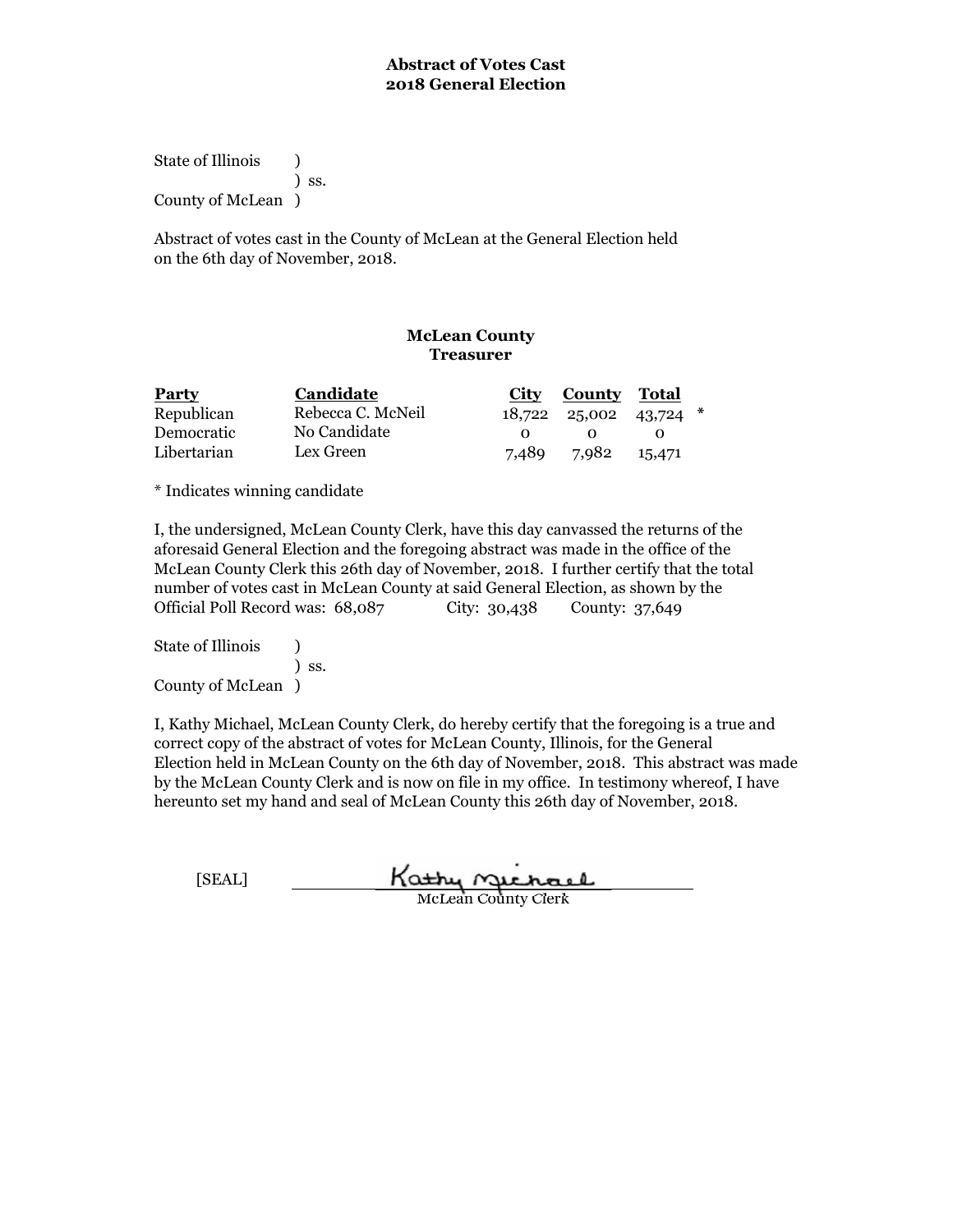**Abstract of Votes Cast**
**2018 General Election**

State of Illinois )
) ss.
County of McLean )

Abstract of votes cast in the County of McLean at the General Election held on the 6th day of November, 2018.

**McLean County**
**Treasurer**

| Party | Candidate | City | County | Total | |
|---|---|---|---|---|---|
| Republican | Rebecca C. McNeil | 18,722 | 25,002 | 43,724 | * |
| Democratic | No Candidate | 0 | 0 | 0 | |
| Libertarian | Lex Green | 7,489 | 7,982 | 15,471 | |

* Indicates winning candidate

I, the undersigned, McLean County Clerk, have this day canvassed the returns of the aforesaid General Election and the foregoing abstract was made in the office of the McLean County Clerk this 26th day of November, 2018. I further certify that the total number of votes cast in McLean County at said General Election, as shown by the Official Poll Record was: 68,087 City: 30,438 County: 37,649

State of Illinois )
) ss.
County of McLean )

I, Kathy Michael, McLean County Clerk, do hereby certify that the foregoing is a true and correct copy of the abstract of votes for McLean County, Illinois, for the General Election held in McLean County on the 6th day of November, 2018. This abstract was made by the McLean County Clerk and is now on file in my office. In testimony whereof, I have hereunto set my hand and seal of McLean County this 26th day of November, 2018.

[SEAL] Kathy Michael
McLean County Clerk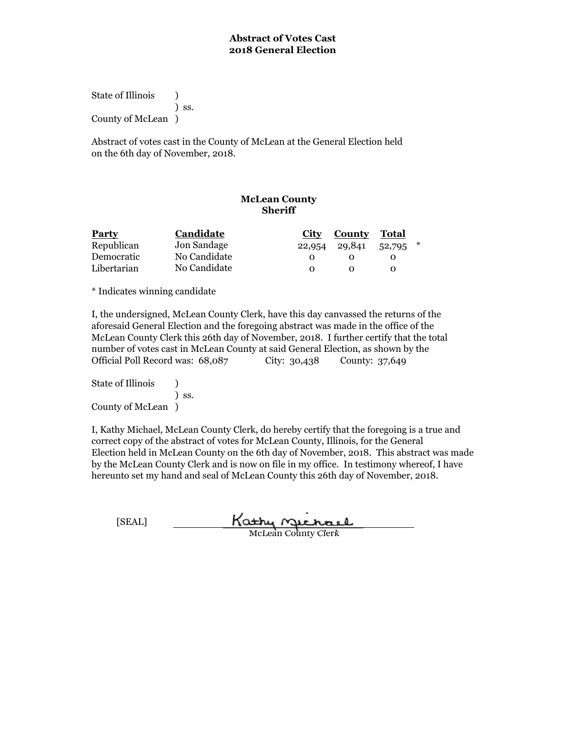**Abstract of Votes Cast**
**2018 General Election**

State of Illinois )
) ss.
County of McLean )

Abstract of votes cast in the County of McLean at the General Election held on the 6th day of November, 2018.

**McLean County**
**Sheriff**

| Party | Candidate | City | County | Total | |
|---|---|---|---|---|---|
| Republican | Jon Sandage | 22,954 | 29,841 | 52,795 | * |
| Democratic | No Candidate | 0 | 0 | 0 | |
| Libertarian | No Candidate | 0 | 0 | 0 | |

* Indicates winning candidate

I, the undersigned, McLean County Clerk, have this day canvassed the returns of the aforesaid General Election and the foregoing abstract was made in the office of the McLean County Clerk this 26th day of November, 2018. I further certify that the total number of votes cast in McLean County at said General Election, as shown by the Official Poll Record was: 68,087 City: 30,438 County: 37,649

State of Illinois )
) ss.
County of McLean )

I, Kathy Michael, McLean County Clerk, do hereby certify that the foregoing is a true and correct copy of the abstract of votes for McLean County, Illinois, for the General Election held in McLean County on the 6th day of November, 2018. This abstract was made by the McLean County Clerk and is now on file in my office. In testimony whereof, I have hereunto set my hand and seal of McLean County this 26th day of November, 2018.

[SEAL] Kathy Michael
McLean County Clerk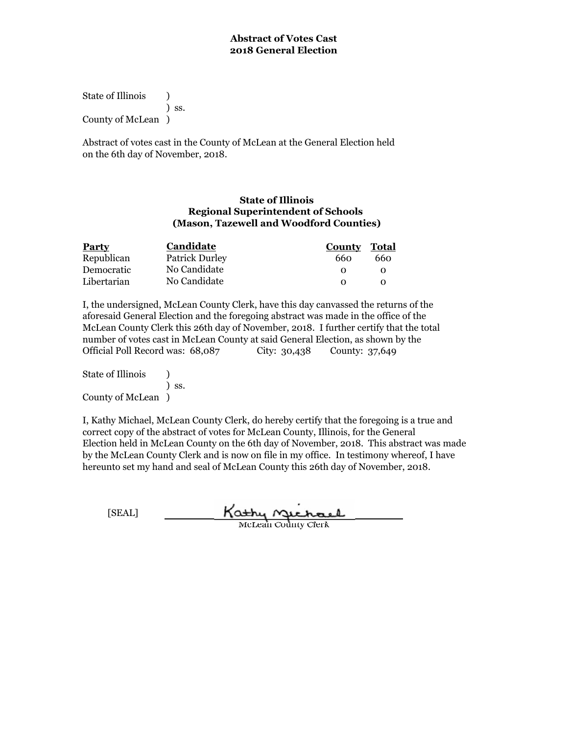**Abstract of Votes Cast**
**2018 General Election**

State of Illinois )
) ss.
County of McLean )

Abstract of votes cast in the County of McLean at the General Election held on the 6th day of November, 2018.

**State of Illinois**
**Regional Superintendent of Schools**
**(Mason, Tazewell and Woodford Counties)**

| Party | Candidate | County | Total |
|---|---|---|---|
| Republican | Patrick Durley | 660 | 660 |
| Democratic | No Candidate | 0 | 0 |
| Libertarian | No Candidate | 0 | 0 |

I, the undersigned, McLean County Clerk, have this day canvassed the returns of the aforesaid General Election and the foregoing abstract was made in the office of the McLean County Clerk this 26th day of November, 2018. I further certify that the total number of votes cast in McLean County at said General Election, as shown by the Official Poll Record was: 68,087 City: 30,438 County: 37,649

State of Illinois )
) ss.
County of McLean )

I, Kathy Michael, McLean County Clerk, do hereby certify that the foregoing is a true and correct copy of the abstract of votes for McLean County, Illinois, for the General Election held in McLean County on the 6th day of November, 2018. This abstract was made by the McLean County Clerk and is now on file in my office. In testimony whereof, I have hereunto set my hand and seal of McLean County this 26th day of November, 2018.

[SEAL] Kathy Michael
McLean County Clerk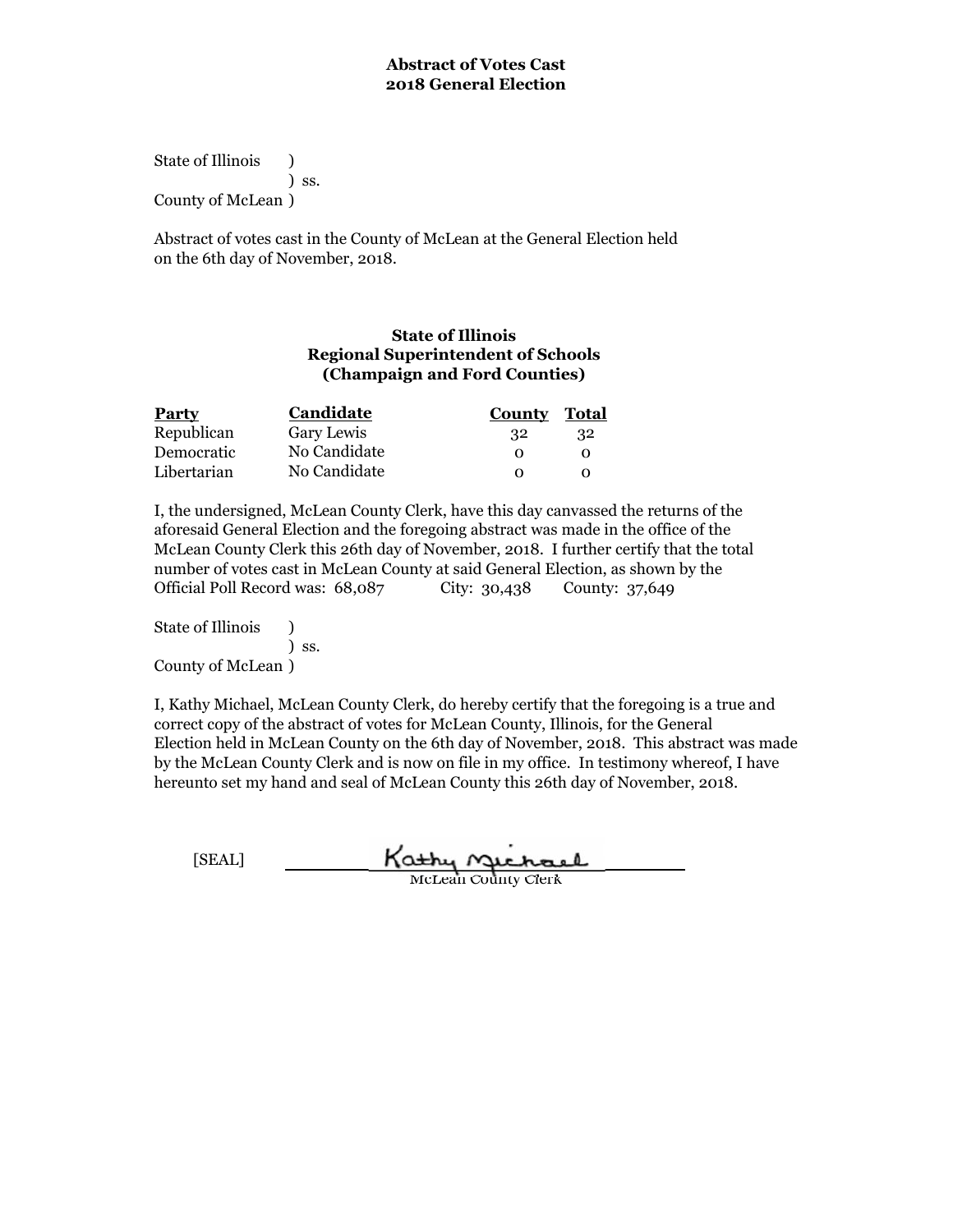**Abstract of Votes Cast**
**2018 General Election**

State of Illinois )
) ss.
County of McLean )

Abstract of votes cast in the County of McLean at the General Election held on the 6th day of November, 2018.

**State of Illinois**
**Regional Superintendent of Schools**
**(Champaign and Ford Counties)**

| Party | Candidate | County | Total |
|---|---|---|---|
| Republican | Gary Lewis | 32 | 32 |
| Democratic | No Candidate | 0 | 0 |
| Libertarian | No Candidate | 0 | 0 |

I, the undersigned, McLean County Clerk, have this day canvassed the returns of the aforesaid General Election and the foregoing abstract was made in the office of the McLean County Clerk this 26th day of November, 2018. I further certify that the total number of votes cast in McLean County at said General Election, as shown by the Official Poll Record was: 68,087 City: 30,438 County: 37,649

State of Illinois )
) ss.
County of McLean )

I, Kathy Michael, McLean County Clerk, do hereby certify that the foregoing is a true and correct copy of the abstract of votes for McLean County, Illinois, for the General Election held in McLean County on the 6th day of November, 2018. This abstract was made by the McLean County Clerk and is now on file in my office. In testimony whereof, I have hereunto set my hand and seal of McLean County this 26th day of November, 2018.

[SEAL] Kathy Michael
McLean County Clerk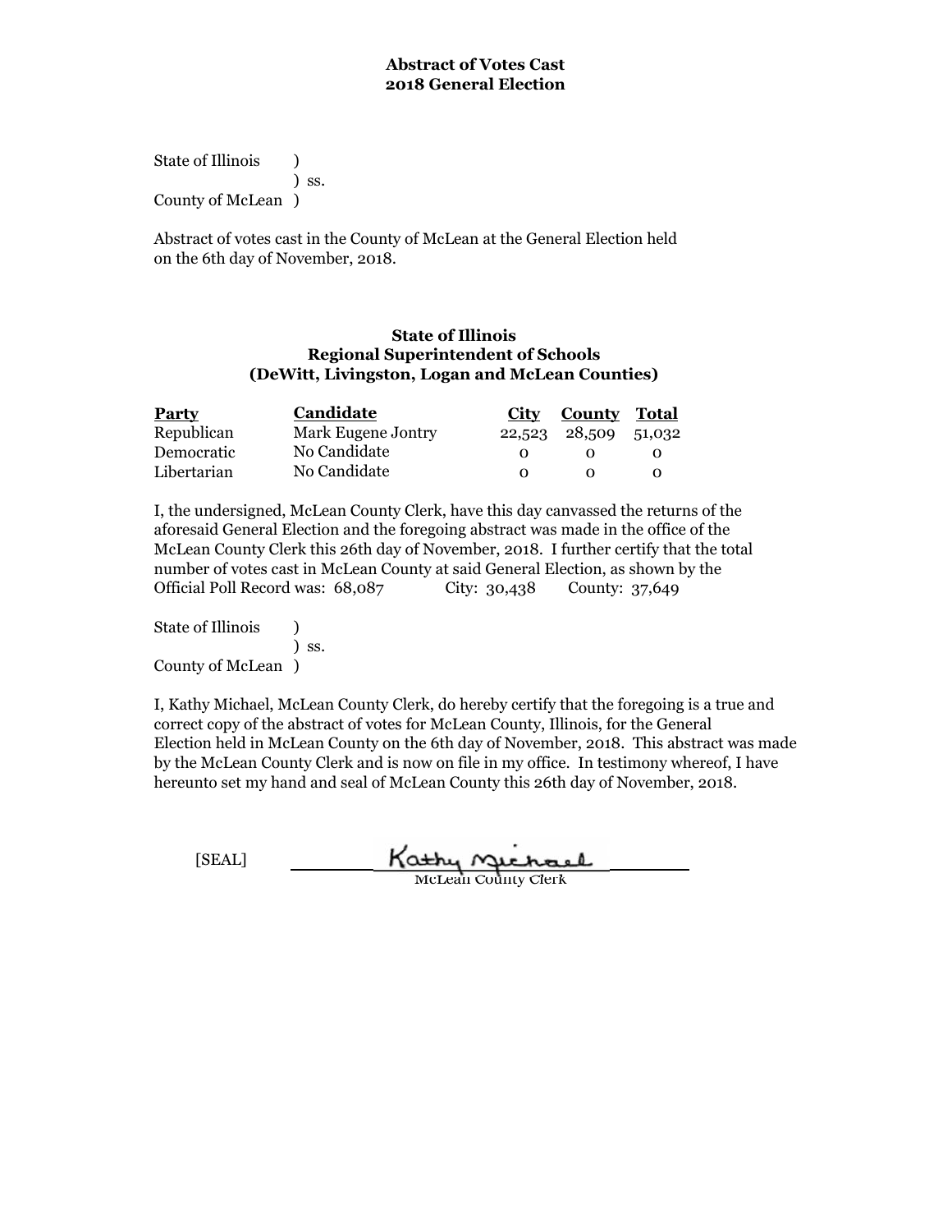**Abstract of Votes Cast**
**2018 General Election**

State of Illinois )
) ss.
County of McLean )

Abstract of votes cast in the County of McLean at the General Election held on the 6th day of November, 2018.

### State of Illinois
### Regional Superintendent of Schools
### (DeWitt, Livingston, Logan and McLean Counties)

| Party | Candidate | City | County | Total |
|---|---|---|---|---|
| Republican | Mark Eugene Jontry | 22,523 | 28,509 | 51,032 |
| Democratic | No Candidate | 0 | 0 | 0 |
| Libertarian | No Candidate | 0 | 0 | 0 |

I, the undersigned, McLean County Clerk, have this day canvassed the returns of the aforesaid General Election and the foregoing abstract was made in the office of the McLean County Clerk this 26th day of November, 2018. I further certify that the total number of votes cast in McLean County at said General Election, as shown by the Official Poll Record was: 68,087 City: 30,438 County: 37,649

State of Illinois )
) ss.
County of McLean )

I, Kathy Michael, McLean County Clerk, do hereby certify that the foregoing is a true and correct copy of the abstract of votes for McLean County, Illinois, for the General Election held in McLean County on the 6th day of November, 2018. This abstract was made by the McLean County Clerk and is now on file in my office. In testimony whereof, I have hereunto set my hand and seal of McLean County this 26th day of November, 2018.

[SEAL] Kathy Michael
McLean County Clerk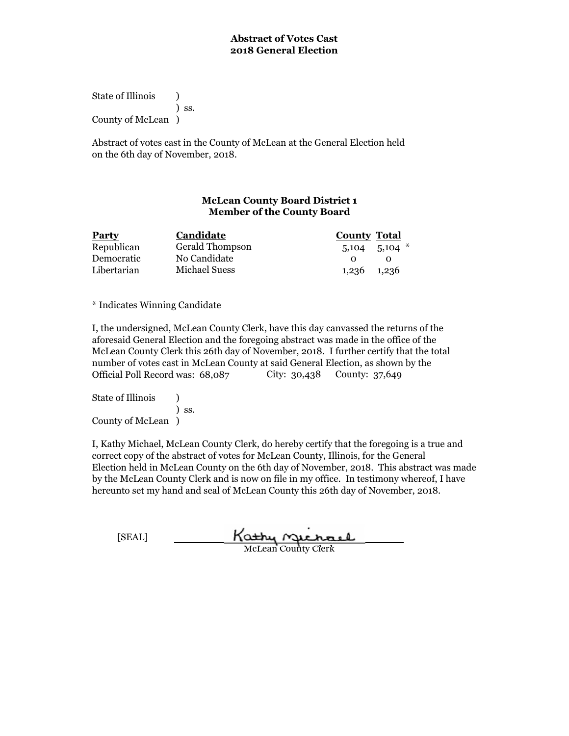**Abstract of Votes Cast**
**2018 General Election**

State of Illinois )
) ss.
County of McLean )

Abstract of votes cast in the County of McLean at the General Election held on the 6th day of November, 2018.

**McLean County Board District 1**
**Member of the County Board**

| Party | Candidate | County | Total |
|---|---|---|---|
| Republican | Gerald Thompson | 5,104 | 5,104 * |
| Democratic | No Candidate | 0 | 0 |
| Libertarian | Michael Suess | 1,236 | 1,236 |

* Indicates Winning Candidate

I, the undersigned, McLean County Clerk, have this day canvassed the returns of the aforesaid General Election and the foregoing abstract was made in the office of the McLean County Clerk this 26th day of November, 2018. I further certify that the total number of votes cast in McLean County at said General Election, as shown by the Official Poll Record was: 68,087 City: 30,438 County: 37,649

State of Illinois )
) ss.
County of McLean )

I, Kathy Michael, McLean County Clerk, do hereby certify that the foregoing is a true and correct copy of the abstract of votes for McLean County, Illinois, for the General Election held in McLean County on the 6th day of November, 2018. This abstract was made by the McLean County Clerk and is now on file in my office. In testimony whereof, I have hereunto set my hand and seal of McLean County this 26th day of November, 2018.

[SEAL] Kathy Michael
McLean County Clerk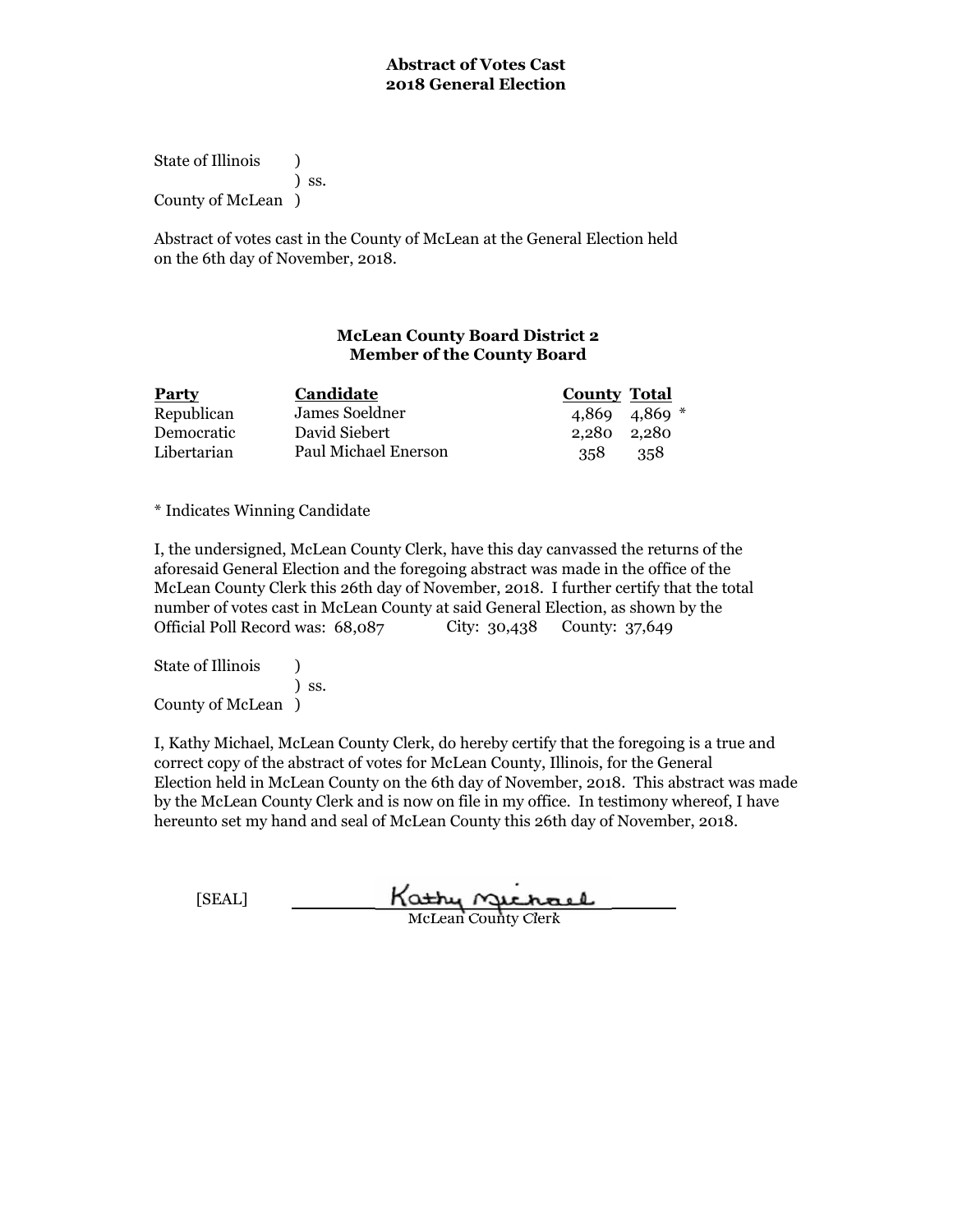**Abstract of Votes Cast**
**2018 General Election**

State of Illinois )
) ss.
County of McLean )

Abstract of votes cast in the County of McLean at the General Election held on the 6th day of November, 2018.

**McLean County Board District 2**
**Member of the County Board**

| Party | Candidate | County | Total |
|---|---|---|---|
| Republican | James Soeldner | 4,869 | 4,869 * |
| Democratic | David Siebert | 2,280 | 2,280 |
| Libertarian | Paul Michael Enerson | 358 | 358 |

* Indicates Winning Candidate

I, the undersigned, McLean County Clerk, have this day canvassed the returns of the aforesaid General Election and the foregoing abstract was made in the office of the McLean County Clerk this 26th day of November, 2018. I further certify that the total number of votes cast in McLean County at said General Election, as shown by the Official Poll Record was: 68,087 City: 30,438 County: 37,649

State of Illinois )
) ss.
County of McLean )

I, Kathy Michael, McLean County Clerk, do hereby certify that the foregoing is a true and correct copy of the abstract of votes for McLean County, Illinois, for the General Election held in McLean County on the 6th day of November, 2018. This abstract was made by the McLean County Clerk and is now on file in my office. In testimony whereof, I have hereunto set my hand and seal of McLean County this 26th day of November, 2018.

[SEAL] Kathy Michael
McLean County Clerk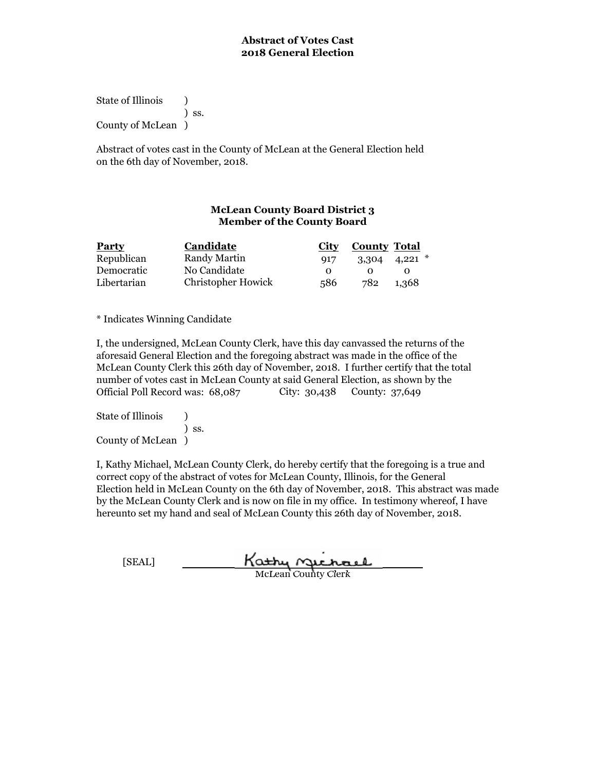**Abstract of Votes Cast**
**2018 General Election**

State of Illinois )
) ss.
County of McLean )

Abstract of votes cast in the County of McLean at the General Election held on the 6th day of November, 2018.

**McLean County Board District 3**
**Member of the County Board**

| Party | Candidate | City | County | Total |
|---|---|---|---|---|
| Republican | Randy Martin | 917 | 3,304 | 4,221 * |
| Democratic | No Candidate | 0 | 0 | 0 |
| Libertarian | Christopher Howick | 586 | 782 | 1,368 |

* Indicates Winning Candidate

I, the undersigned, McLean County Clerk, have this day canvassed the returns of the aforesaid General Election and the foregoing abstract was made in the office of the McLean County Clerk this 26th day of November, 2018. I further certify that the total number of votes cast in McLean County at said General Election, as shown by the Official Poll Record was: 68,087 City: 30,438 County: 37,649

State of Illinois )
) ss.
County of McLean )

I, Kathy Michael, McLean County Clerk, do hereby certify that the foregoing is a true and correct copy of the abstract of votes for McLean County, Illinois, for the General Election held in McLean County on the 6th day of November, 2018. This abstract was made by the McLean County Clerk and is now on file in my office. In testimony whereof, I have hereunto set my hand and seal of McLean County this 26th day of November, 2018.

[SEAL] Kathy Michael
McLean County Clerk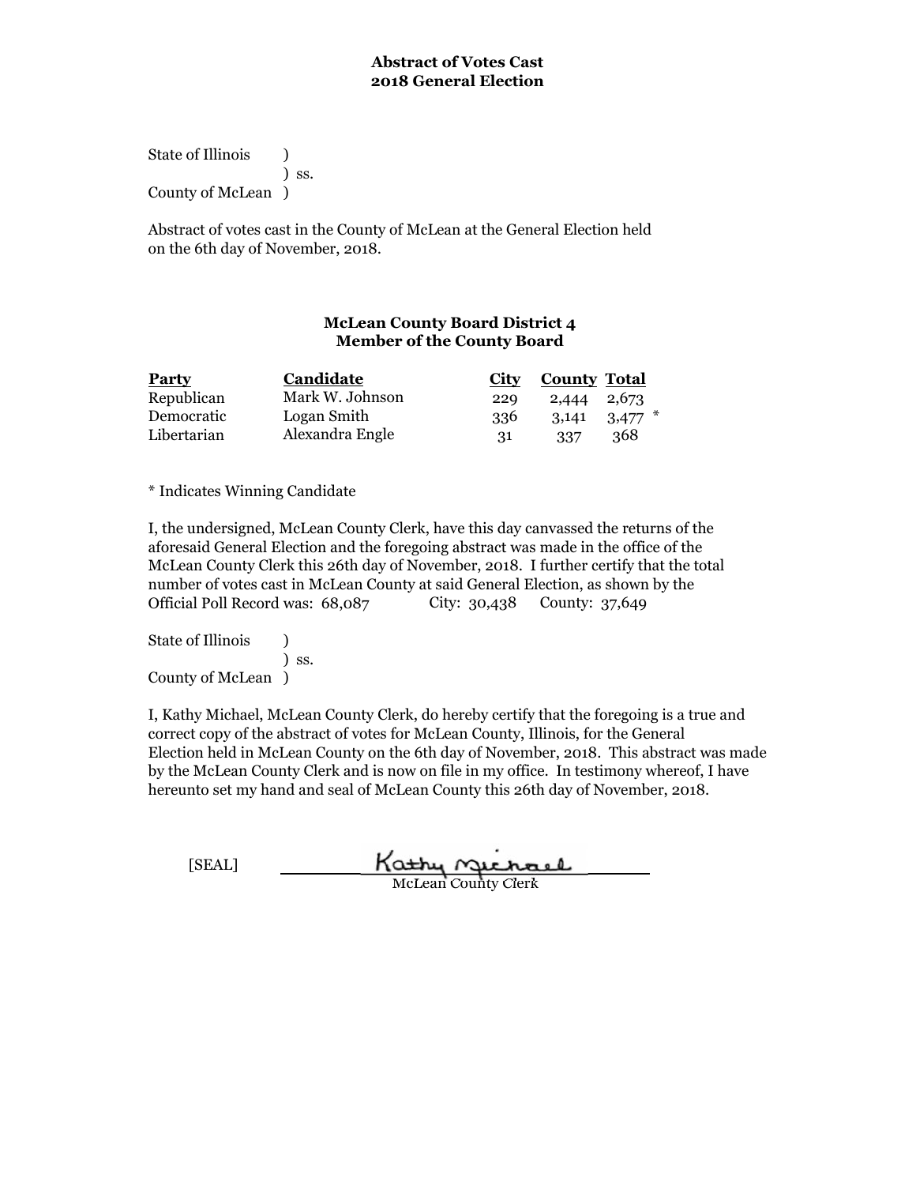**Abstract of Votes Cast**
**2018 General Election**

State of Illinois )
) ss.
County of McLean )

Abstract of votes cast in the County of McLean at the General Election held on the 6th day of November, 2018.

**McLean County Board District 4**
**Member of the County Board**

| Party | Candidate | City | County | Total | |
|---|---|---|---|---|---|
| Republican | Mark W. Johnson | 229 | 2,444 | 2,673 | |
| Democratic | Logan Smith | 336 | 3,141 | 3,477 | * |
| Libertarian | Alexandra Engle | 31 | 337 | 368 | |

* Indicates Winning Candidate

I, the undersigned, McLean County Clerk, have this day canvassed the returns of the aforesaid General Election and the foregoing abstract was made in the office of the McLean County Clerk this 26th day of November, 2018. I further certify that the total number of votes cast in McLean County at said General Election, as shown by the Official Poll Record was: 68,087 City: 30,438 County: 37,649

State of Illinois )
) ss.
County of McLean )

I, Kathy Michael, McLean County Clerk, do hereby certify that the foregoing is a true and correct copy of the abstract of votes for McLean County, Illinois, for the General Election held in McLean County on the 6th day of November, 2018. This abstract was made by the McLean County Clerk and is now on file in my office. In testimony whereof, I have hereunto set my hand and seal of McLean County this 26th day of November, 2018.

[SEAL] Kathy Michael
McLean County Clerk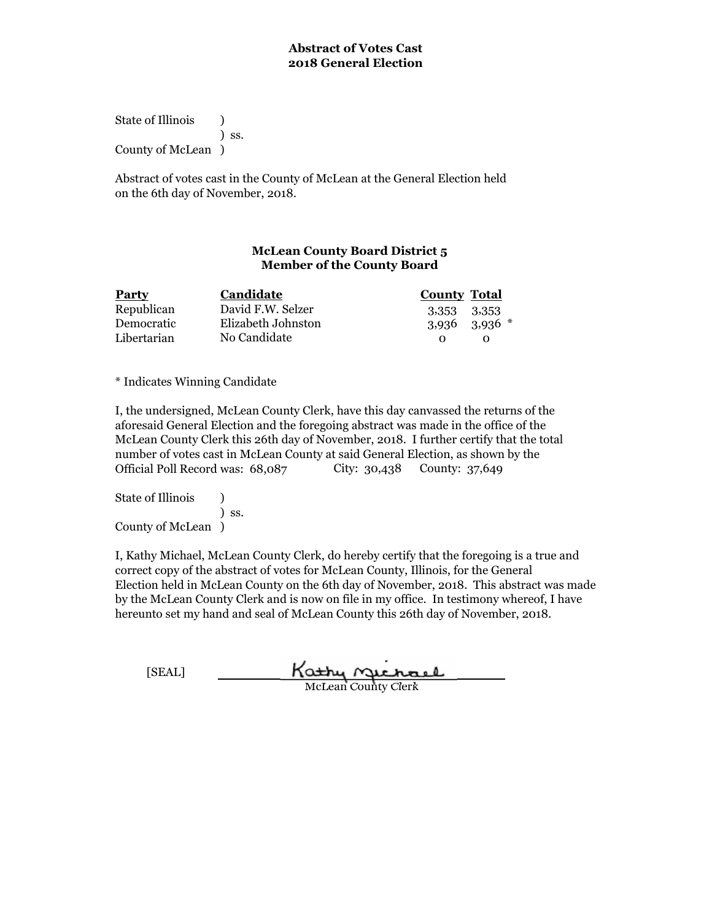**Abstract of Votes Cast**
**2018 General Election**

State of Illinois )
) ss.
County of McLean )

Abstract of votes cast in the County of McLean at the General Election held on the 6th day of November, 2018.

**McLean County Board District 5**
**Member of the County Board**

| Party | Candidate | County | Total |
|---|---|---|---|
| Republican | David F.W. Selzer | 3,353 | 3,353 |
| Democratic | Elizabeth Johnston | 3,936 | 3,936 * |
| Libertarian | No Candidate | 0 | 0 |

* Indicates Winning Candidate

I, the undersigned, McLean County Clerk, have this day canvassed the returns of the aforesaid General Election and the foregoing abstract was made in the office of the McLean County Clerk this 26th day of November, 2018. I further certify that the total number of votes cast in McLean County at said General Election, as shown by the Official Poll Record was: 68,087 City: 30,438 County: 37,649

State of Illinois )
) ss.
County of McLean )

I, Kathy Michael, McLean County Clerk, do hereby certify that the foregoing is a true and correct copy of the abstract of votes for McLean County, Illinois, for the General Election held in McLean County on the 6th day of November, 2018. This abstract was made by the McLean County Clerk and is now on file in my office. In testimony whereof, I have hereunto set my hand and seal of McLean County this 26th day of November, 2018.

[SEAL] Kathy Michael
McLean County Clerk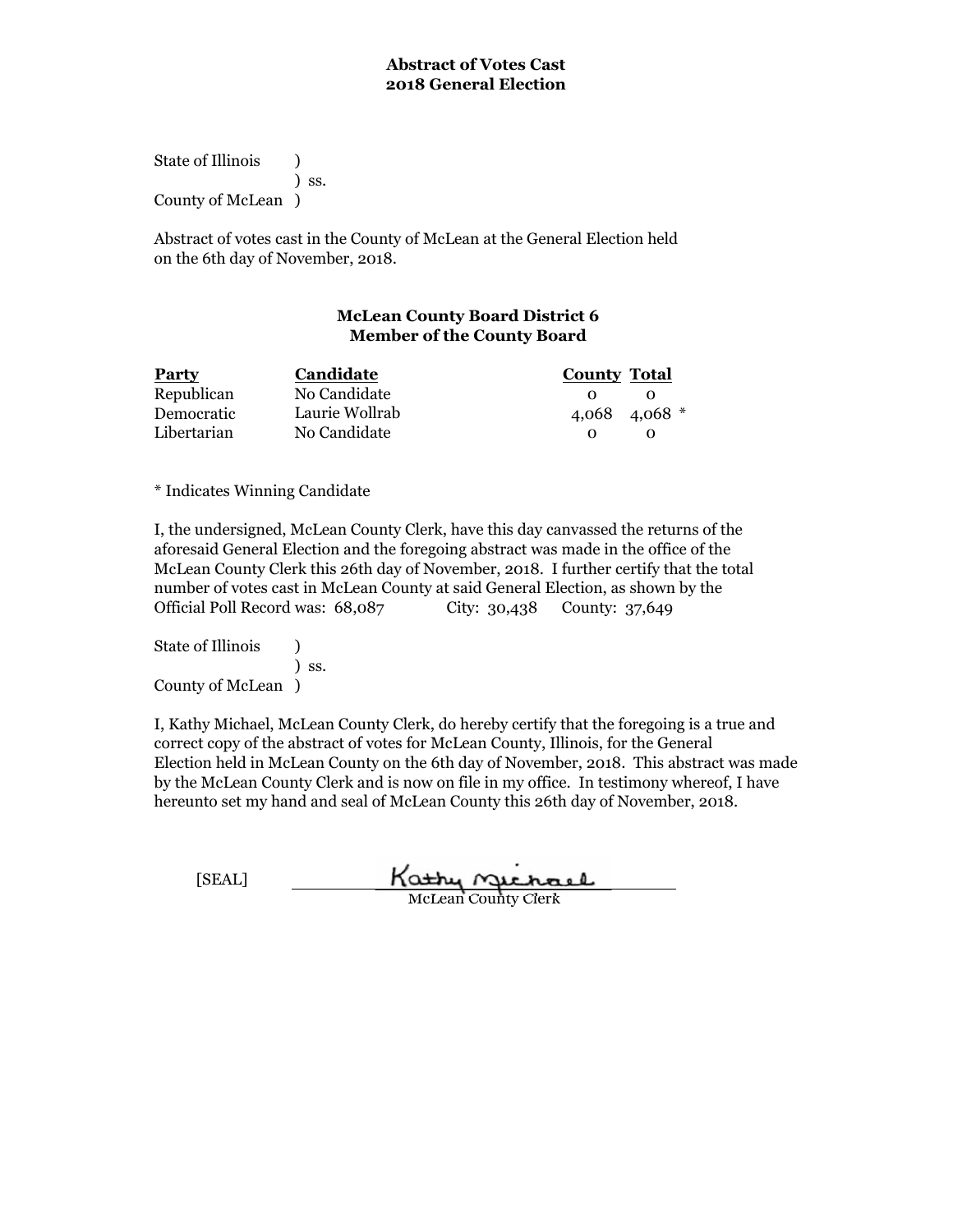**Abstract of Votes Cast**
**2018 General Election**

State of Illinois )
) ss.
County of McLean )

Abstract of votes cast in the County of McLean at the General Election held on the 6th day of November, 2018.

**McLean County Board District 6**
**Member of the County Board**

| Party | Candidate | County | Total |
|---|---|---|---|
| Republican | No Candidate | 0 | 0 |
| Democratic | Laurie Wollrab | 4,068 | 4,068 * |
| Libertarian | No Candidate | 0 | 0 |

* Indicates Winning Candidate

I, the undersigned, McLean County Clerk, have this day canvassed the returns of the aforesaid General Election and the foregoing abstract was made in the office of the McLean County Clerk this 26th day of November, 2018. I further certify that the total number of votes cast in McLean County at said General Election, as shown by the Official Poll Record was: 68,087 City: 30,438 County: 37,649

State of Illinois )
) ss.
County of McLean )

I, Kathy Michael, McLean County Clerk, do hereby certify that the foregoing is a true and correct copy of the abstract of votes for McLean County, Illinois, for the General Election held in McLean County on the 6th day of November, 2018. This abstract was made by the McLean County Clerk and is now on file in my office. In testimony whereof, I have hereunto set my hand and seal of McLean County this 26th day of November, 2018.

[SEAL] Kathy Michael
McLean County Clerk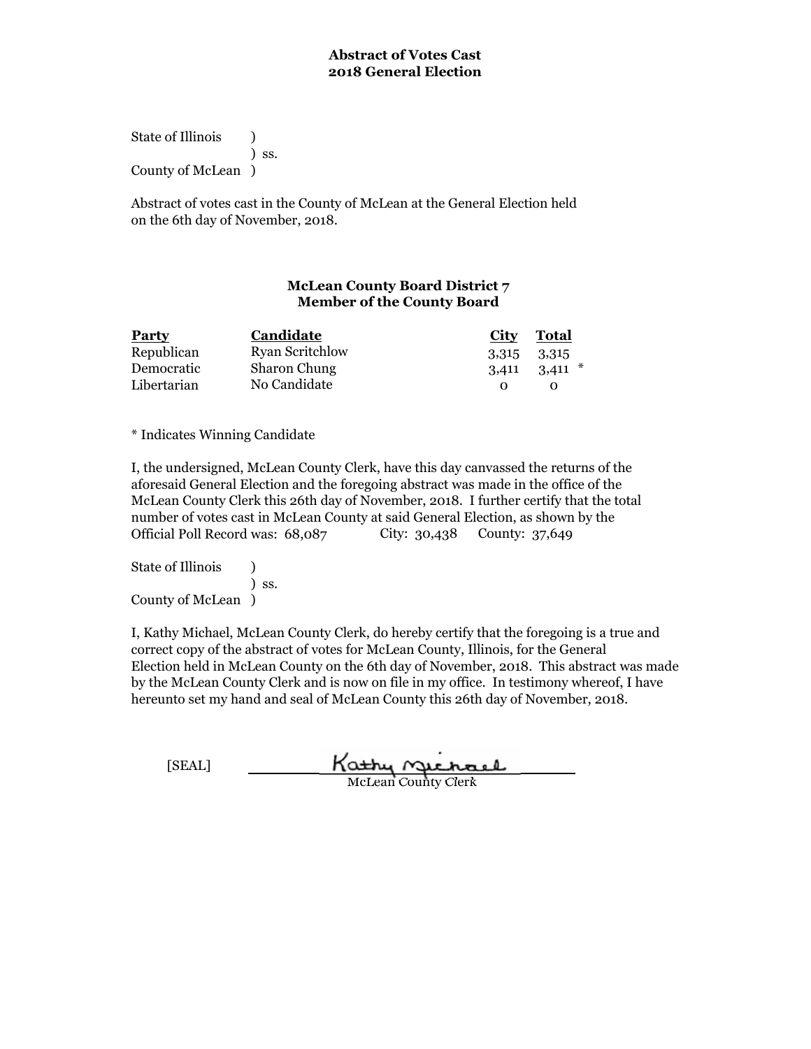**Abstract of Votes Cast**
**2018 General Election**

State of Illinois )
) ss.
County of McLean )

Abstract of votes cast in the County of McLean at the General Election held on the 6th day of November, 2018.

**McLean County Board District 7**
**Member of the County Board**

| Party | Candidate | City | Total | |
|---|---|---|---|---|
| Republican | Ryan Scritchlow | 3,315 | 3,315 | |
| Democratic | Sharon Chung | 3,411 | 3,411 | * |
| Libertarian | No Candidate | 0 | 0 | |

* Indicates Winning Candidate

I, the undersigned, McLean County Clerk, have this day canvassed the returns of the aforesaid General Election and the foregoing abstract was made in the office of the McLean County Clerk this 26th day of November, 2018. I further certify that the total number of votes cast in McLean County at said General Election, as shown by the Official Poll Record was: 68,087 City: 30,438 County: 37,649

State of Illinois )
) ss.
County of McLean )

I, Kathy Michael, McLean County Clerk, do hereby certify that the foregoing is a true and correct copy of the abstract of votes for McLean County, Illinois, for the General Election held in McLean County on the 6th day of November, 2018. This abstract was made by the McLean County Clerk and is now on file in my office. In testimony whereof, I have hereunto set my hand and seal of McLean County this 26th day of November, 2018.

[SEAL] Kathy Michael
McLean County Clerk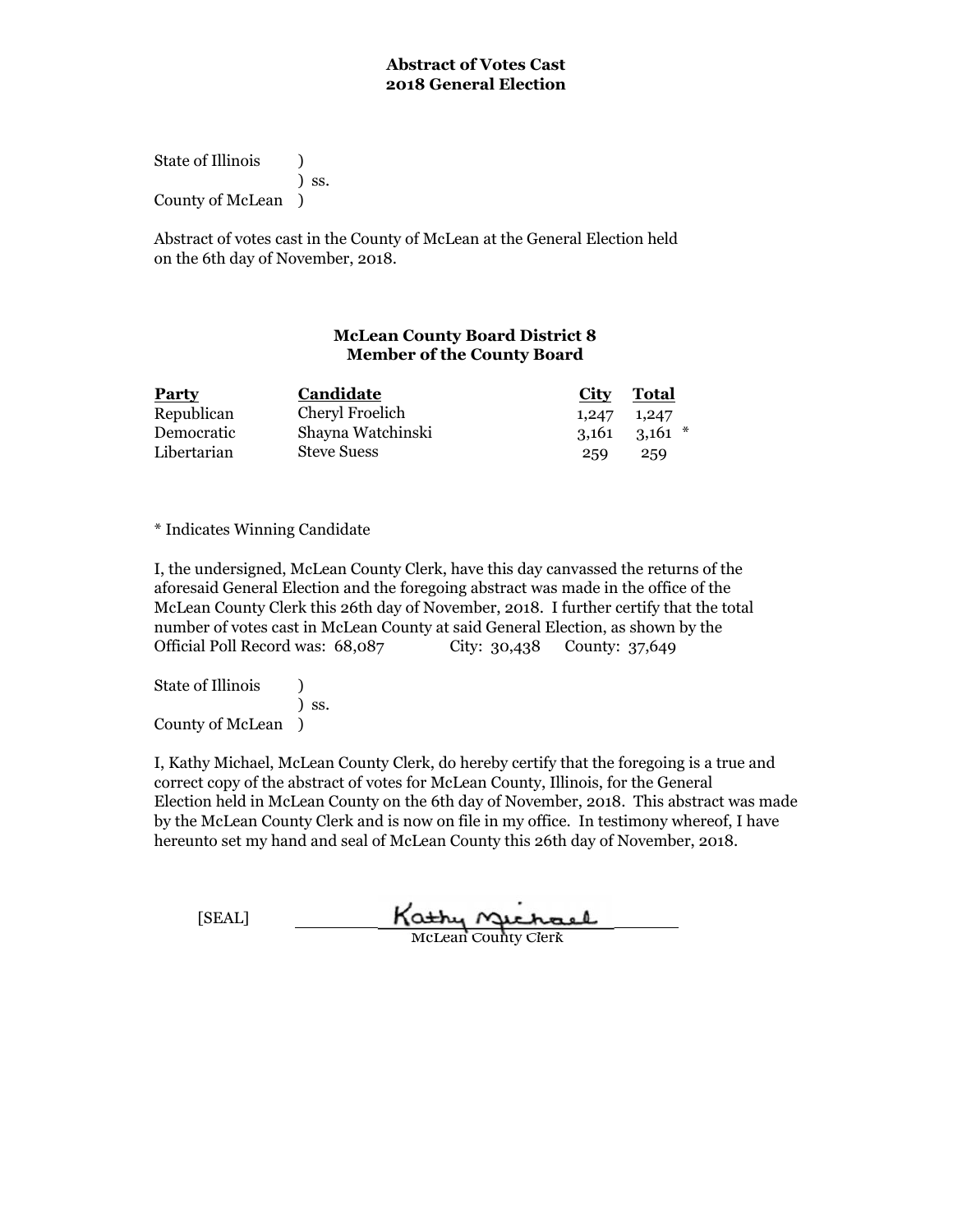**Abstract of Votes Cast**
**2018 General Election**

State of Illinois )
) ss.
County of McLean )

Abstract of votes cast in the County of McLean at the General Election held on the 6th day of November, 2018.

**McLean County Board District 8**
**Member of the County Board**

| Party | Candidate | City | Total | |
|---|---|---|---|---|
| Republican | Cheryl Froelich | 1,247 | 1,247 | |
| Democratic | Shayna Watchinski | 3,161 | 3,161 | * |
| Libertarian | Steve Suess | 259 | 259 | |

* Indicates Winning Candidate

I, the undersigned, McLean County Clerk, have this day canvassed the returns of the aforesaid General Election and the foregoing abstract was made in the office of the McLean County Clerk this 26th day of November, 2018. I further certify that the total number of votes cast in McLean County at said General Election, as shown by the Official Poll Record was: 68,087 City: 30,438 County: 37,649

State of Illinois )
) ss.
County of McLean )

I, Kathy Michael, McLean County Clerk, do hereby certify that the foregoing is a true and correct copy of the abstract of votes for McLean County, Illinois, for the General Election held in McLean County on the 6th day of November, 2018. This abstract was made by the McLean County Clerk and is now on file in my office. In testimony whereof, I have hereunto set my hand and seal of McLean County this 26th day of November, 2018.

[SEAL] Kathy Michael
McLean County Clerk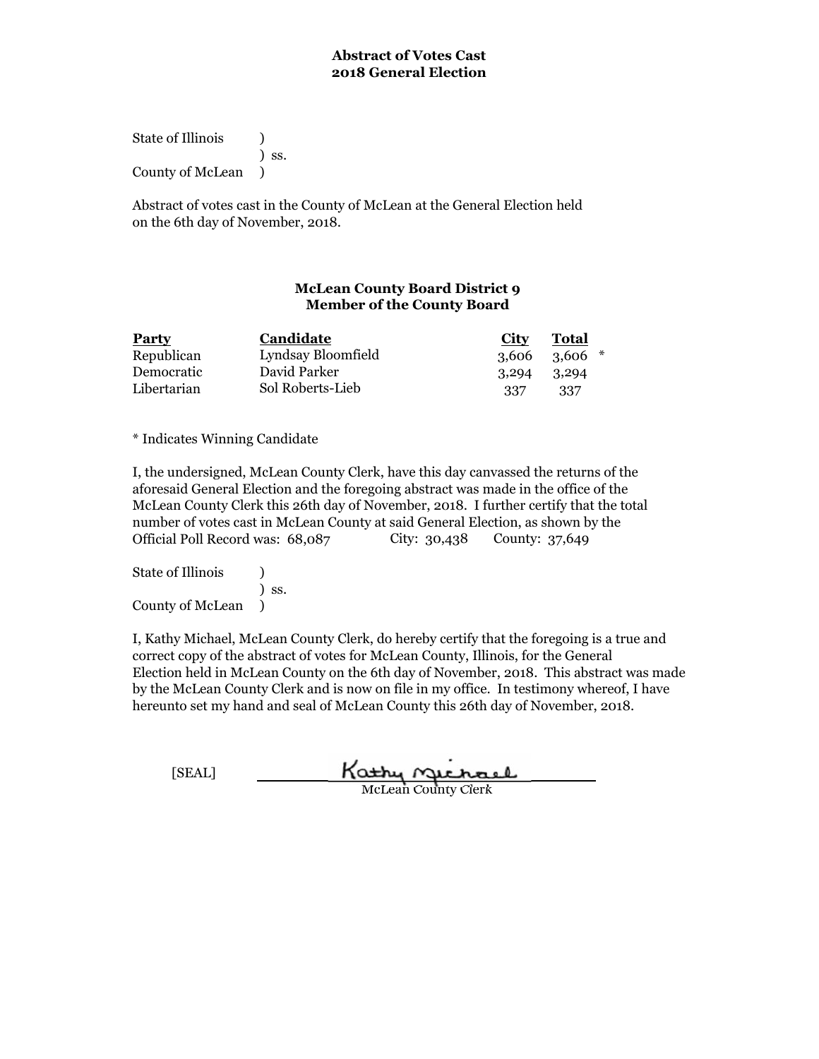**Abstract of Votes Cast**
**2018 General Election**

State of Illinois )
) ss.
County of McLean )

Abstract of votes cast in the County of McLean at the General Election held on the 6th day of November, 2018.

**McLean County Board District 9**
**Member of the County Board**

| Party | Candidate | City | Total | |
|---|---|---|---|---|
| Republican | Lyndsay Bloomfield | 3,606 | 3,606 | * |
| Democratic | David Parker | 3,294 | 3,294 | |
| Libertarian | Sol Roberts-Lieb | 337 | 337 | |

* Indicates Winning Candidate

I, the undersigned, McLean County Clerk, have this day canvassed the returns of the aforesaid General Election and the foregoing abstract was made in the office of the McLean County Clerk this 26th day of November, 2018. I further certify that the total number of votes cast in McLean County at said General Election, as shown by the Official Poll Record was: 68,087 City: 30,438 County: 37,649

State of Illinois )
) ss.
County of McLean )

I, Kathy Michael, McLean County Clerk, do hereby certify that the foregoing is a true and correct copy of the abstract of votes for McLean County, Illinois, for the General Election held in McLean County on the 6th day of November, 2018. This abstract was made by the McLean County Clerk and is now on file in my office. In testimony whereof, I have hereunto set my hand and seal of McLean County this 26th day of November, 2018.

[SEAL] Kathy Michael
McLean County Clerk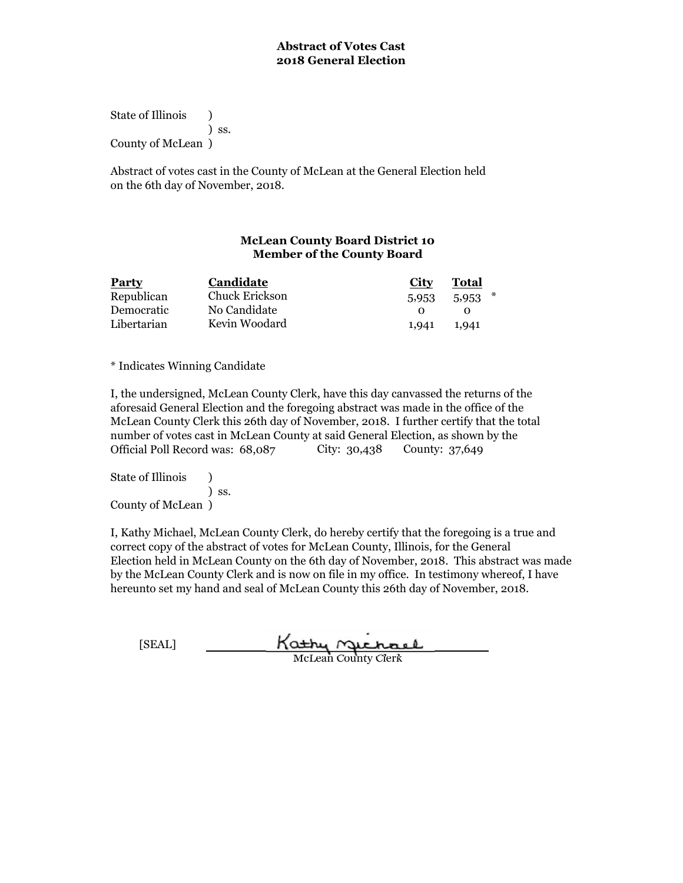**Abstract of Votes Cast**
**2018 General Election**

State of Illinois )
) ss.
County of McLean )

Abstract of votes cast in the County of McLean at the General Election held on the 6th day of November, 2018.

**McLean County Board District 10**
**Member of the County Board**

| Party | Candidate | City | Total | |
|---|---|---|---|---|
| Republican | Chuck Erickson | 5,953 | 5,953 | * |
| Democratic | No Candidate | 0 | 0 | |
| Libertarian | Kevin Woodard | 1,941 | 1,941 | |

* Indicates Winning Candidate

I, the undersigned, McLean County Clerk, have this day canvassed the returns of the aforesaid General Election and the foregoing abstract was made in the office of the McLean County Clerk this 26th day of November, 2018. I further certify that the total number of votes cast in McLean County at said General Election, as shown by the Official Poll Record was: 68,087 City: 30,438 County: 37,649

State of Illinois )
) ss.
County of McLean )

I, Kathy Michael, McLean County Clerk, do hereby certify that the foregoing is a true and correct copy of the abstract of votes for McLean County, Illinois, for the General Election held in McLean County on the 6th day of November, 2018. This abstract was made by the McLean County Clerk and is now on file in my office. In testimony whereof, I have hereunto set my hand and seal of McLean County this 26th day of November, 2018.

[SEAL] Kathy Michael
McLean County Clerk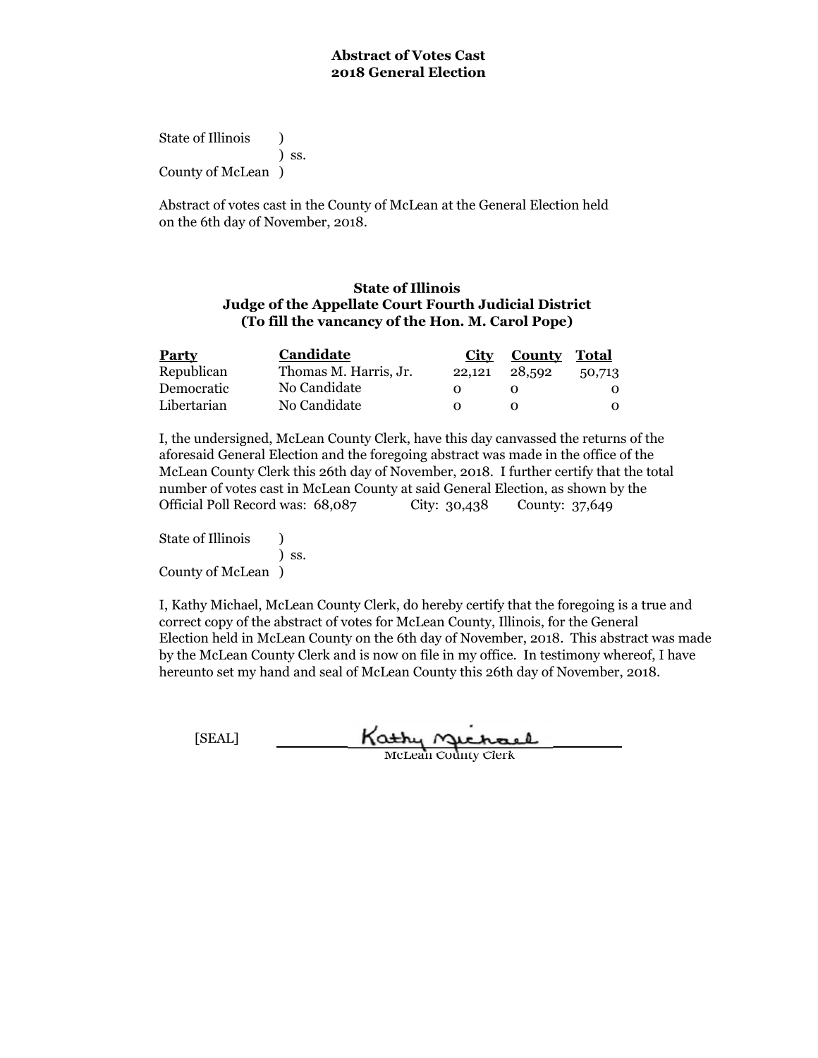**Abstract of Votes Cast**
**2018 General Election**

State of Illinois )
) ss.
County of McLean )

Abstract of votes cast in the County of McLean at the General Election held on the 6th day of November, 2018.

**State of Illinois**
**Judge of the Appellate Court Fourth Judicial District**
**(To fill the vancancy of the Hon. M. Carol Pope)**

| Party | Candidate | City | County | Total |
|---|---|---|---|---|
| Republican | Thomas M. Harris, Jr. | 22,121 | 28,592 | 50,713 |
| Democratic | No Candidate | 0 | 0 | 0 |
| Libertarian | No Candidate | 0 | 0 | 0 |

I, the undersigned, McLean County Clerk, have this day canvassed the returns of the aforesaid General Election and the foregoing abstract was made in the office of the McLean County Clerk this 26th day of November, 2018. I further certify that the total number of votes cast in McLean County at said General Election, as shown by the Official Poll Record was: 68,087 City: 30,438 County: 37,649

State of Illinois )
) ss.
County of McLean )

I, Kathy Michael, McLean County Clerk, do hereby certify that the foregoing is a true and correct copy of the abstract of votes for McLean County, Illinois, for the General Election held in McLean County on the 6th day of November, 2018. This abstract was made by the McLean County Clerk and is now on file in my office. In testimony whereof, I have hereunto set my hand and seal of McLean County this 26th day of November, 2018.

[SEAL] Kathy Michael
McLean County Clerk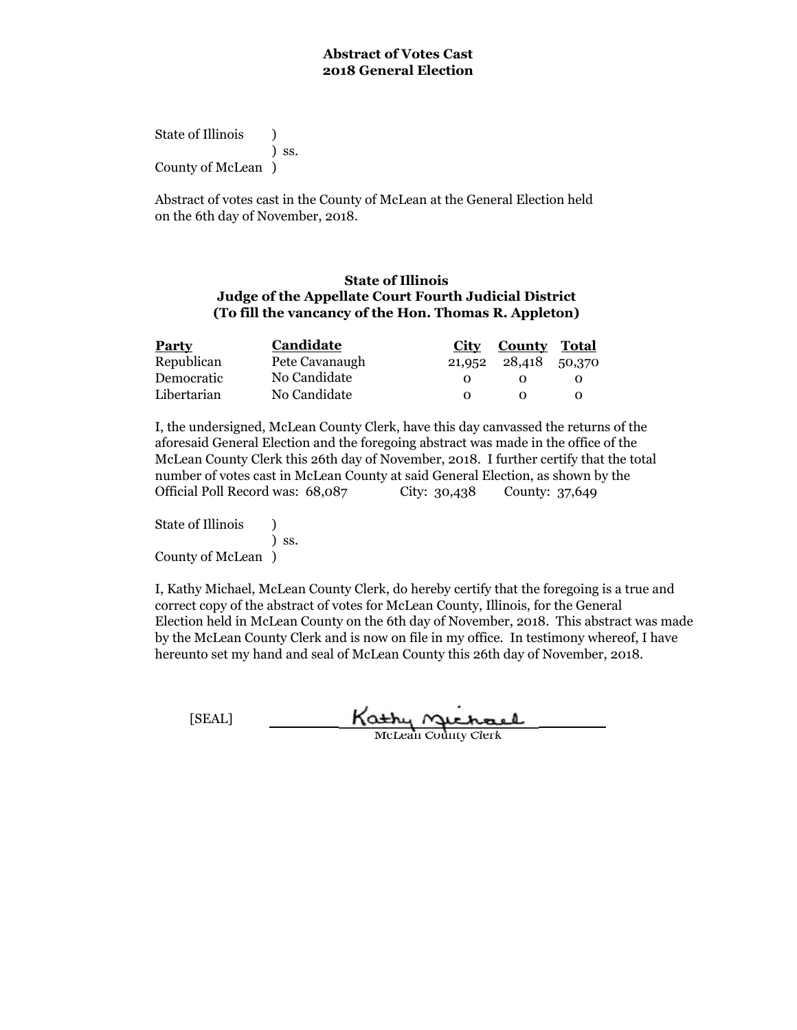**Abstract of Votes Cast**
**2018 General Election**

State of Illinois )
) ss.
County of McLean )

Abstract of votes cast in the County of McLean at the General Election held on the 6th day of November, 2018.

**State of Illinois**
**Judge of the Appellate Court Fourth Judicial District**
**(To fill the vancancy of the Hon. Thomas R. Appleton)**

| Party | Candidate | City | County | Total |
|---|---|---|---|---|
| Republican | Pete Cavanaugh | 21,952 | 28,418 | 50,370 |
| Democratic | No Candidate | 0 | 0 | 0 |
| Libertarian | No Candidate | 0 | 0 | 0 |

I, the undersigned, McLean County Clerk, have this day canvassed the returns of the aforesaid General Election and the foregoing abstract was made in the office of the McLean County Clerk this 26th day of November, 2018. I further certify that the total number of votes cast in McLean County at said General Election, as shown by the Official Poll Record was: 68,087 City: 30,438 County: 37,649

State of Illinois )
) ss.
County of McLean )

I, Kathy Michael, McLean County Clerk, do hereby certify that the foregoing is a true and correct copy of the abstract of votes for McLean County, Illinois, for the General Election held in McLean County on the 6th day of November, 2018. This abstract was made by the McLean County Clerk and is now on file in my office. In testimony whereof, I have hereunto set my hand and seal of McLean County this 26th day of November, 2018.

[SEAL] Kathy Michael
McLean County Clerk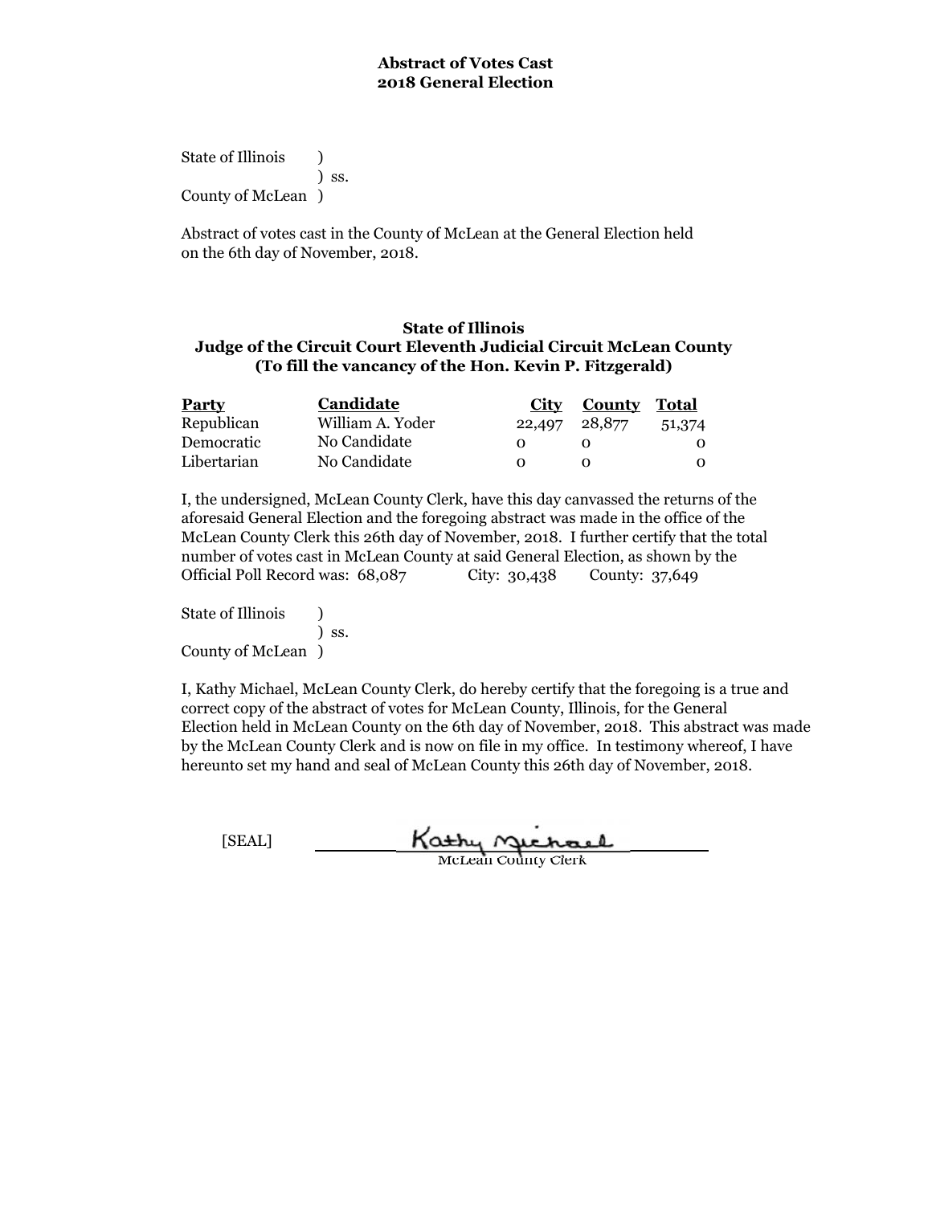**Abstract of Votes Cast**
**2018 General Election**

State of Illinois )
) ss.
County of McLean )

Abstract of votes cast in the County of McLean at the General Election held on the 6th day of November, 2018.

### State of Illinois
### Judge of the Circuit Court Eleventh Judicial Circuit McLean County
### (To fill the vancancy of the Hon. Kevin P. Fitzgerald)

| Party | Candidate | City | County | Total |
|---|---|---|---|---|
| Republican | William A. Yoder | 22,497 | 28,877 | 51,374 |
| Democratic | No Candidate | 0 | 0 | 0 |
| Libertarian | No Candidate | 0 | 0 | 0 |

I, the undersigned, McLean County Clerk, have this day canvassed the returns of the aforesaid General Election and the foregoing abstract was made in the office of the McLean County Clerk this 26th day of November, 2018. I further certify that the total number of votes cast in McLean County at said General Election, as shown by the Official Poll Record was: 68,087 City: 30,438 County: 37,649

State of Illinois )
) ss.
County of McLean )

I, Kathy Michael, McLean County Clerk, do hereby certify that the foregoing is a true and correct copy of the abstract of votes for McLean County, Illinois, for the General Election held in McLean County on the 6th day of November, 2018. This abstract was made by the McLean County Clerk and is now on file in my office. In testimony whereof, I have hereunto set my hand and seal of McLean County this 26th day of November, 2018.

[SEAL] Kathy Michael
McLean County Clerk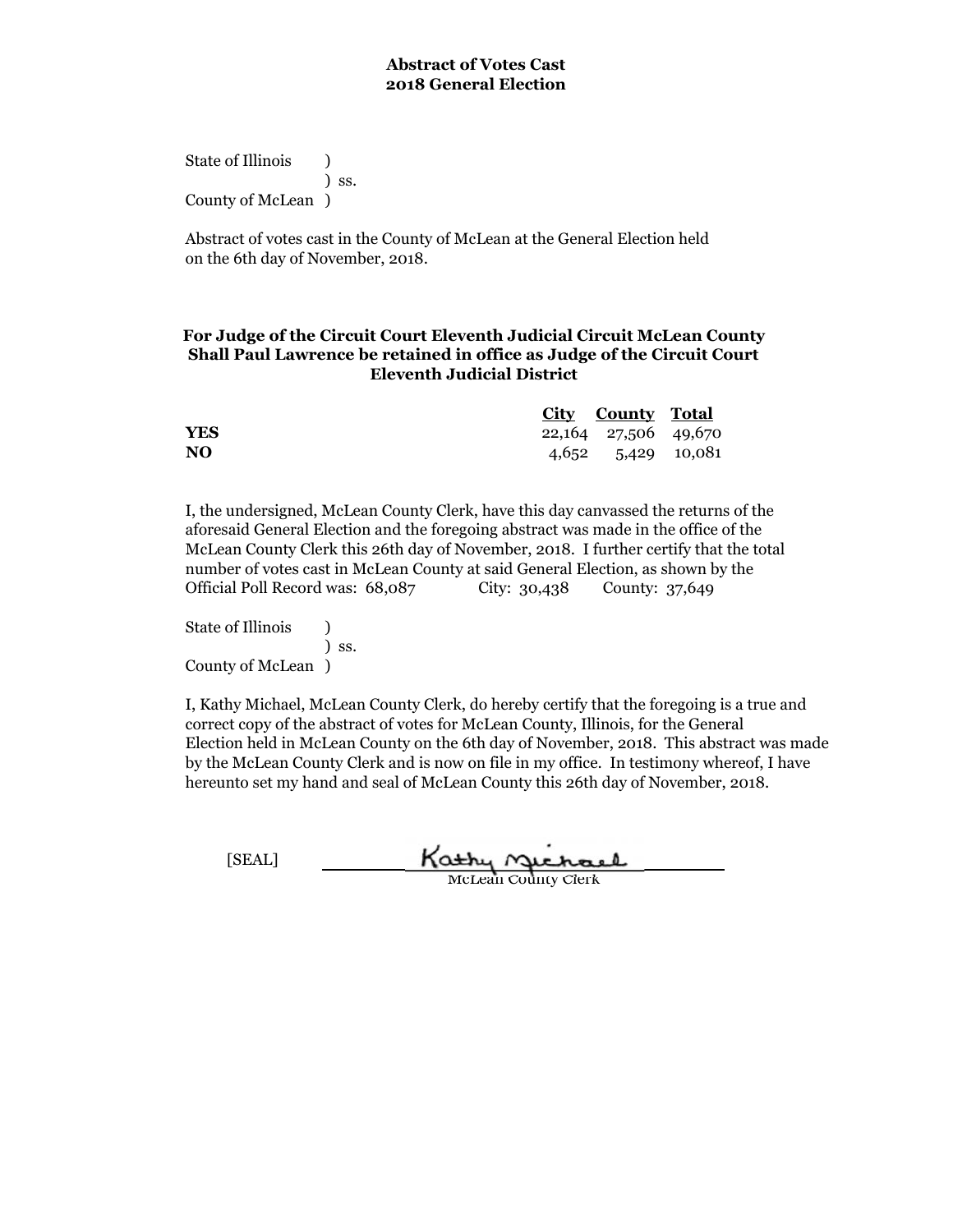**Abstract of Votes Cast**
**2018 General Election**

State of Illinois )
) ss.
County of McLean )

Abstract of votes cast in the County of McLean at the General Election held on the 6th day of November, 2018.

**For Judge of the Circuit Court Eleventh Judicial Circuit McLean County**
**Shall Paul Lawrence be retained in office as Judge of the Circuit Court**
**Eleventh Judicial District**

| | City | County | Total |
|---|---|---|---|
| **YES** | 22,164 | 27,506 | 49,670 |
| **NO** | 4,652 | 5,429 | 10,081 |

I, the undersigned, McLean County Clerk, have this day canvassed the returns of the aforesaid General Election and the foregoing abstract was made in the office of the McLean County Clerk this 26th day of November, 2018. I further certify that the total number of votes cast in McLean County at said General Election, as shown by the Official Poll Record was: 68,087 City: 30,438 County: 37,649

State of Illinois )
) ss.
County of McLean )

I, Kathy Michael, McLean County Clerk, do hereby certify that the foregoing is a true and correct copy of the abstract of votes for McLean County, Illinois, for the General Election held in McLean County on the 6th day of November, 2018. This abstract was made by the McLean County Clerk and is now on file in my office. In testimony whereof, I have hereunto set my hand and seal of McLean County this 26th day of November, 2018.

[SEAL] Kathy Michael
McLean County Clerk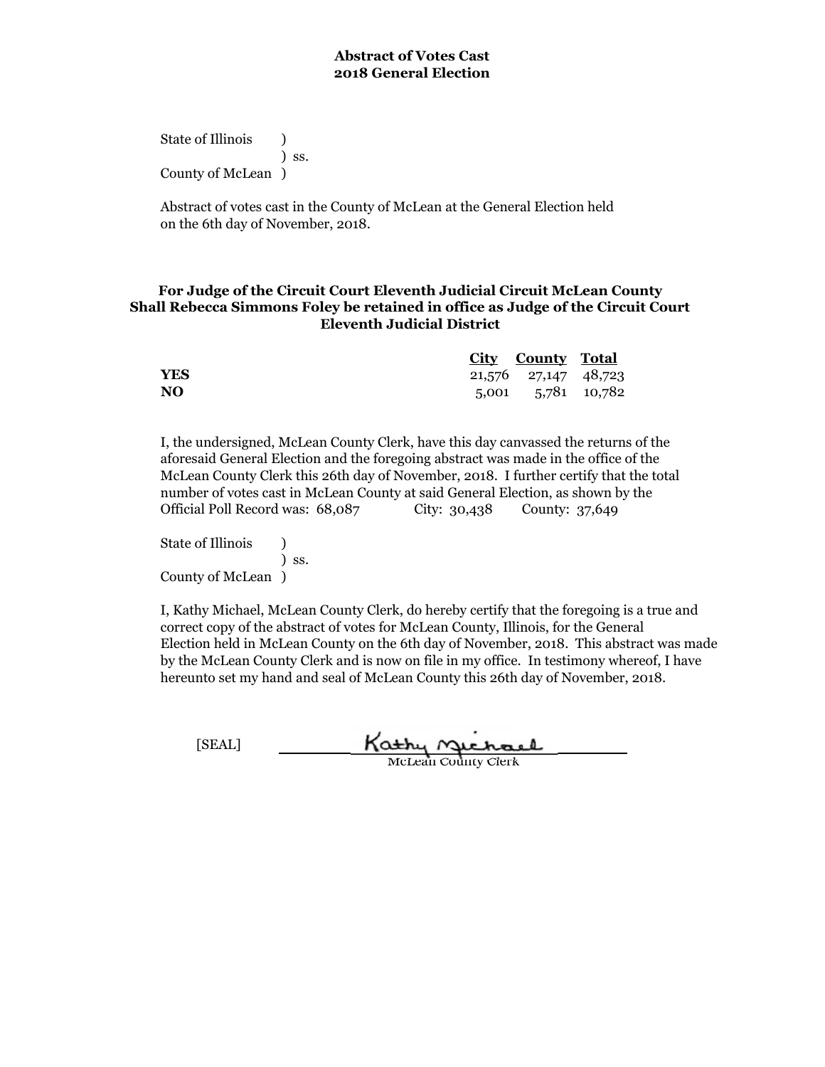**Abstract of Votes Cast**
**2018 General Election**

State of Illinois )
) ss.
County of McLean )

Abstract of votes cast in the County of McLean at the General Election held on the 6th day of November, 2018.

**For Judge of the Circuit Court Eleventh Judicial Circuit McLean County**
**Shall Rebecca Simmons Foley be retained in office as Judge of the Circuit Court Eleventh Judicial District**

| | City | County | Total |
|---|---|---|---|
| **YES** | 21,576 | 27,147 | 48,723 |
| **NO** | 5,001 | 5,781 | 10,782 |

I, the undersigned, McLean County Clerk, have this day canvassed the returns of the aforesaid General Election and the foregoing abstract was made in the office of the McLean County Clerk this 26th day of November, 2018. I further certify that the total number of votes cast in McLean County at said General Election, as shown by the Official Poll Record was: 68,087 City: 30,438 County: 37,649

State of Illinois )
) ss.
County of McLean )

I, Kathy Michael, McLean County Clerk, do hereby certify that the foregoing is a true and correct copy of the abstract of votes for McLean County, Illinois, for the General Election held in McLean County on the 6th day of November, 2018. This abstract was made by the McLean County Clerk and is now on file in my office. In testimony whereof, I have hereunto set my hand and seal of McLean County this 26th day of November, 2018.

[SEAL] Kathy Michael
McLean County Clerk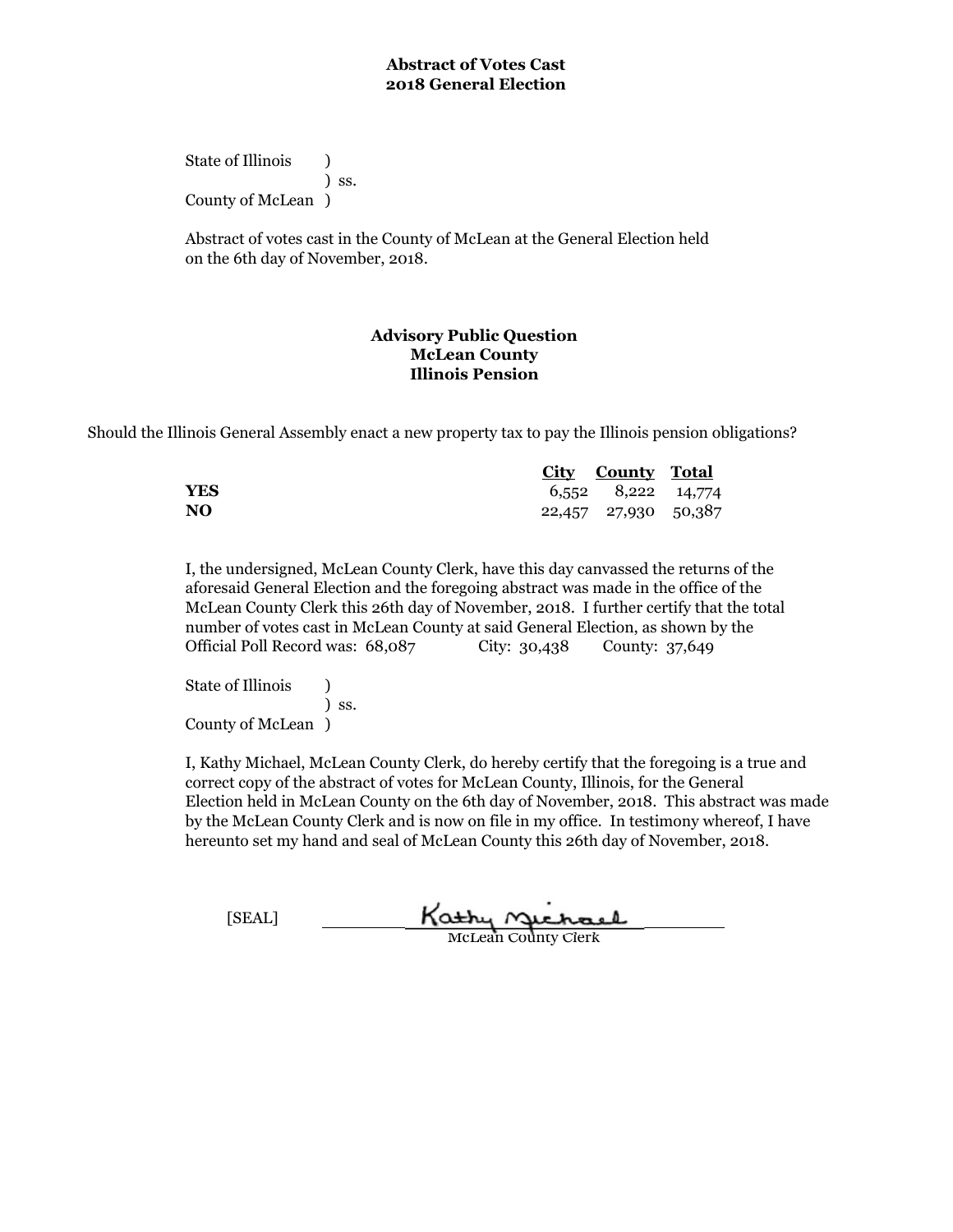**Abstract of Votes Cast**
**2018 General Election**

State of Illinois )
) ss.
County of McLean )

Abstract of votes cast in the County of McLean at the General Election held on the 6th day of November, 2018.

**Advisory Public Question**
**McLean County**
**Illinois Pension**

Should the Illinois General Assembly enact a new property tax to pay the Illinois pension obligations?

| | City | County | Total |
|---|---|---|---|
| **YES** | 6,552 | 8,222 | 14,774 |
| **NO** | 22,457 | 27,930 | 50,387 |

I, the undersigned, McLean County Clerk, have this day canvassed the returns of the aforesaid General Election and the foregoing abstract was made in the office of the McLean County Clerk this 26th day of November, 2018. I further certify that the total number of votes cast in McLean County at said General Election, as shown by the Official Poll Record was: 68,087 City: 30,438 County: 37,649

State of Illinois )
) ss.
County of McLean )

I, Kathy Michael, McLean County Clerk, do hereby certify that the foregoing is a true and correct copy of the abstract of votes for McLean County, Illinois, for the General Election held in McLean County on the 6th day of November, 2018. This abstract was made by the McLean County Clerk and is now on file in my office. In testimony whereof, I have hereunto set my hand and seal of McLean County this 26th day of November, 2018.

[SEAL] Kathy Michael

McLean County Clerk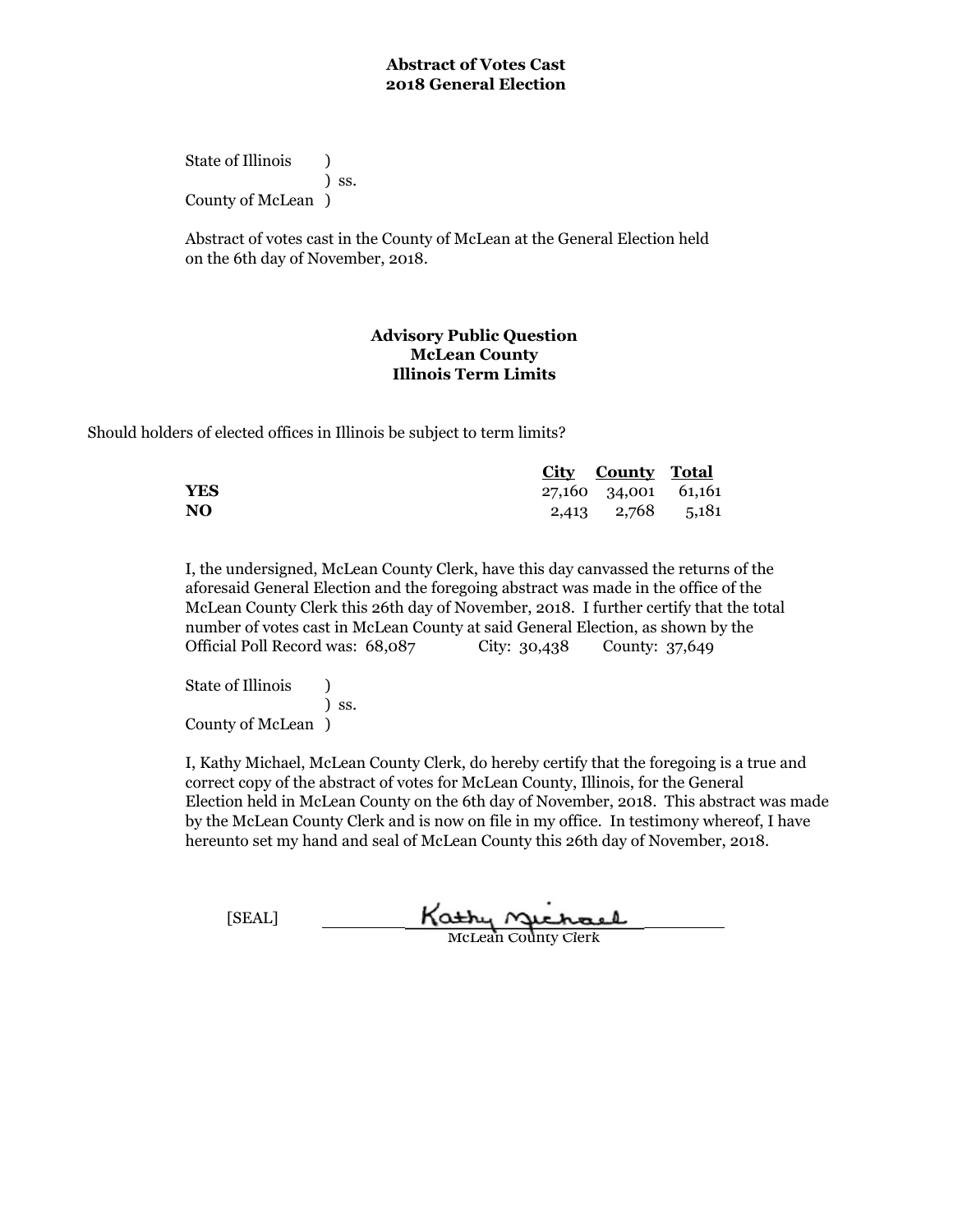**Abstract of Votes Cast**
**2018 General Election**

State of Illinois )
) ss.
County of McLean )

Abstract of votes cast in the County of McLean at the General Election held on the 6th day of November, 2018.

**Advisory Public Question**
**McLean County**
**Illinois Term Limits**

Should holders of elected offices in Illinois be subject to term limits?

| | City | County | Total |
|---|---|---|---|
| **YES** | 27,160 | 34,001 | 61,161 |
| **NO** | 2,413 | 2,768 | 5,181 |

I, the undersigned, McLean County Clerk, have this day canvassed the returns of the aforesaid General Election and the foregoing abstract was made in the office of the McLean County Clerk this 26th day of November, 2018. I further certify that the total number of votes cast in McLean County at said General Election, as shown by the Official Poll Record was: 68,087 City: 30,438 County: 37,649

State of Illinois )
) ss.
County of McLean )

I, Kathy Michael, McLean County Clerk, do hereby certify that the foregoing is a true and correct copy of the abstract of votes for McLean County, Illinois, for the General Election held in McLean County on the 6th day of November, 2018. This abstract was made by the McLean County Clerk and is now on file in my office. In testimony whereof, I have hereunto set my hand and seal of McLean County this 26th day of November, 2018.

[SEAL] Kathy Michael
McLean County Clerk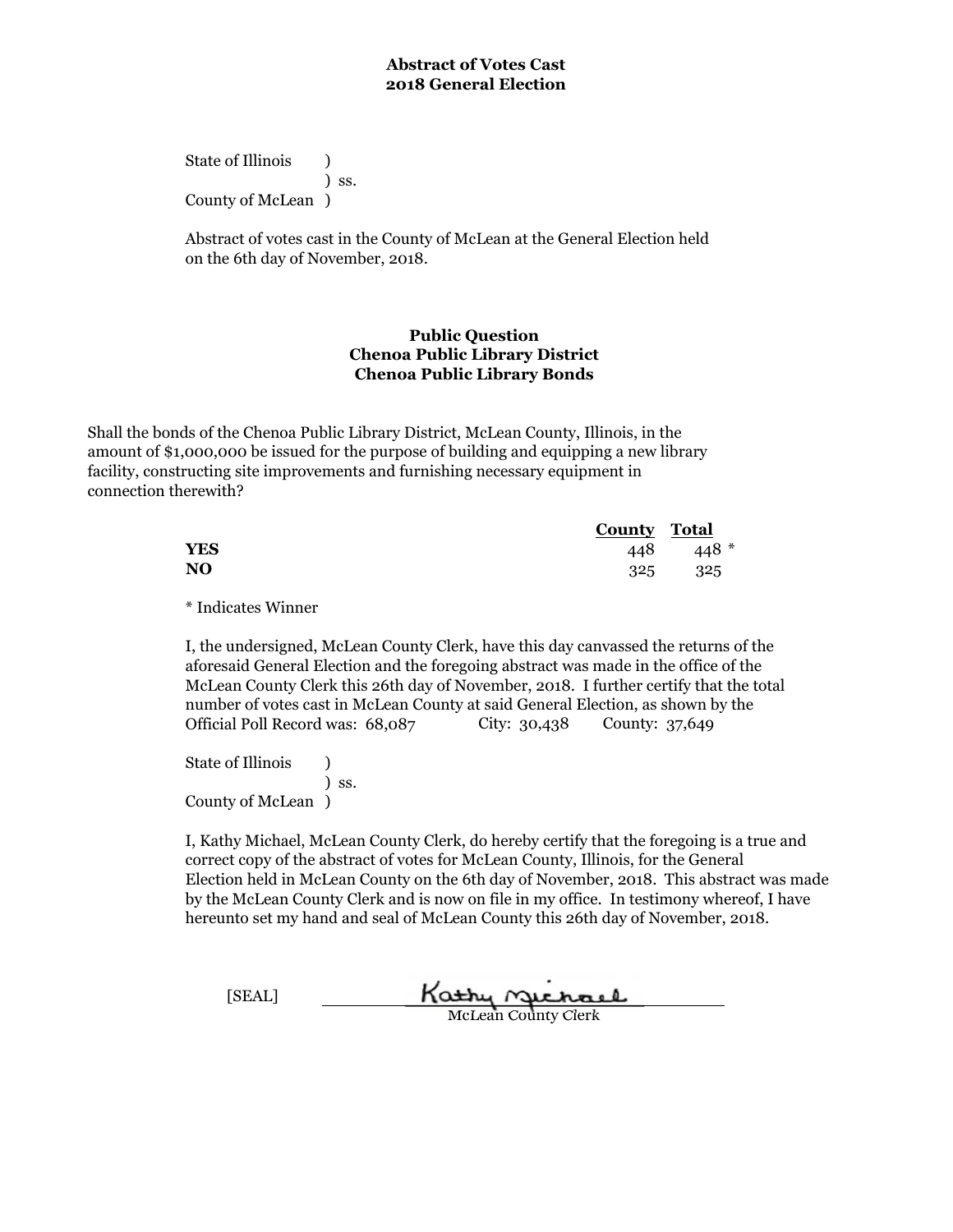**Abstract of Votes Cast**
**2018 General Election**

State of Illinois )
) ss.
County of McLean )

Abstract of votes cast in the County of McLean at the General Election held on the 6th day of November, 2018.

**Public Question**
**Chenoa Public Library District**
**Chenoa Public Library Bonds**

Shall the bonds of the Chenoa Public Library District, McLean County, Illinois, in the amount of $1,000,000 be issued for the purpose of building and equipping a new library facility, constructing site improvements and furnishing necessary equipment in connection therewith?

| | County | Total |
|---|---|---|
| **YES** | 448 | 448 * |
| **NO** | 325 | 325 |

* Indicates Winner

I, the undersigned, McLean County Clerk, have this day canvassed the returns of the aforesaid General Election and the foregoing abstract was made in the office of the McLean County Clerk this 26th day of November, 2018. I further certify that the total number of votes cast in McLean County at said General Election, as shown by the Official Poll Record was: 68,087 City: 30,438 County: 37,649

State of Illinois )
) ss.
County of McLean )

I, Kathy Michael, McLean County Clerk, do hereby certify that the foregoing is a true and correct copy of the abstract of votes for McLean County, Illinois, for the General Election held in McLean County on the 6th day of November, 2018. This abstract was made by the McLean County Clerk and is now on file in my office. In testimony whereof, I have hereunto set my hand and seal of McLean County this 26th day of November, 2018.

[SEAL] Kathy Michael
McLean County Clerk